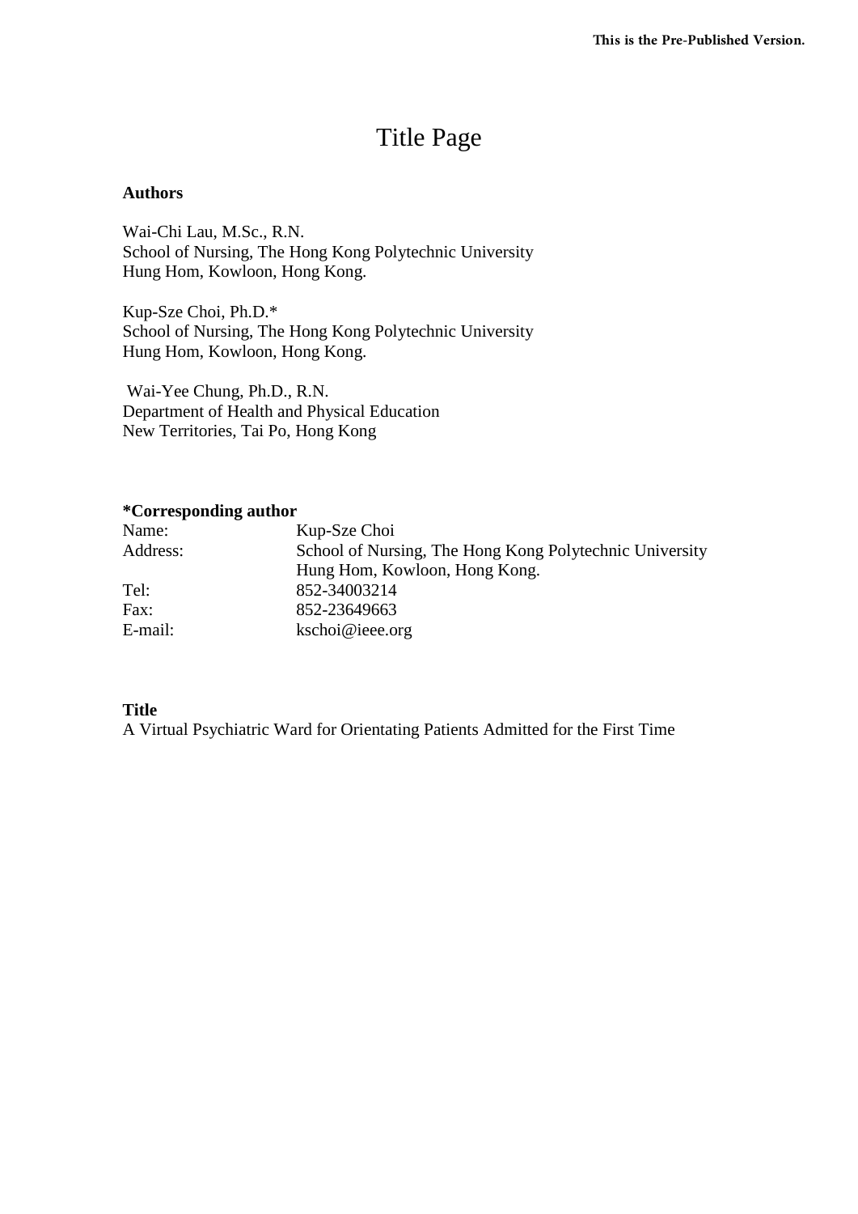# Title Page

**Authors**

Wai-Chi Lau, M.Sc., R.N.
School of Nursing, The Hong Kong Polytechnic University
Hung Hom, Kowloon, Hong Kong.

Kup-Sze Choi, Ph.D.*
School of Nursing, The Hong Kong Polytechnic University
Hung Hom, Kowloon, Hong Kong.

Wai-Yee Chung, Ph.D., R.N.
Department of Health and Physical Education
New Territories, Tai Po, Hong Kong

**\*Corresponding author**

| | |
|---|---|
| Name: | Kup-Sze Choi |
| Address: | School of Nursing, The Hong Kong Polytechnic University<br>Hung Hom, Kowloon, Hong Kong. |
| Tel: | 852-34003214 |
| Fax: | 852-23649663 |
| E-mail: | kschoi@ieee.org |

**Title**

A Virtual Psychiatric Ward for Orientating Patients Admitted for the First Time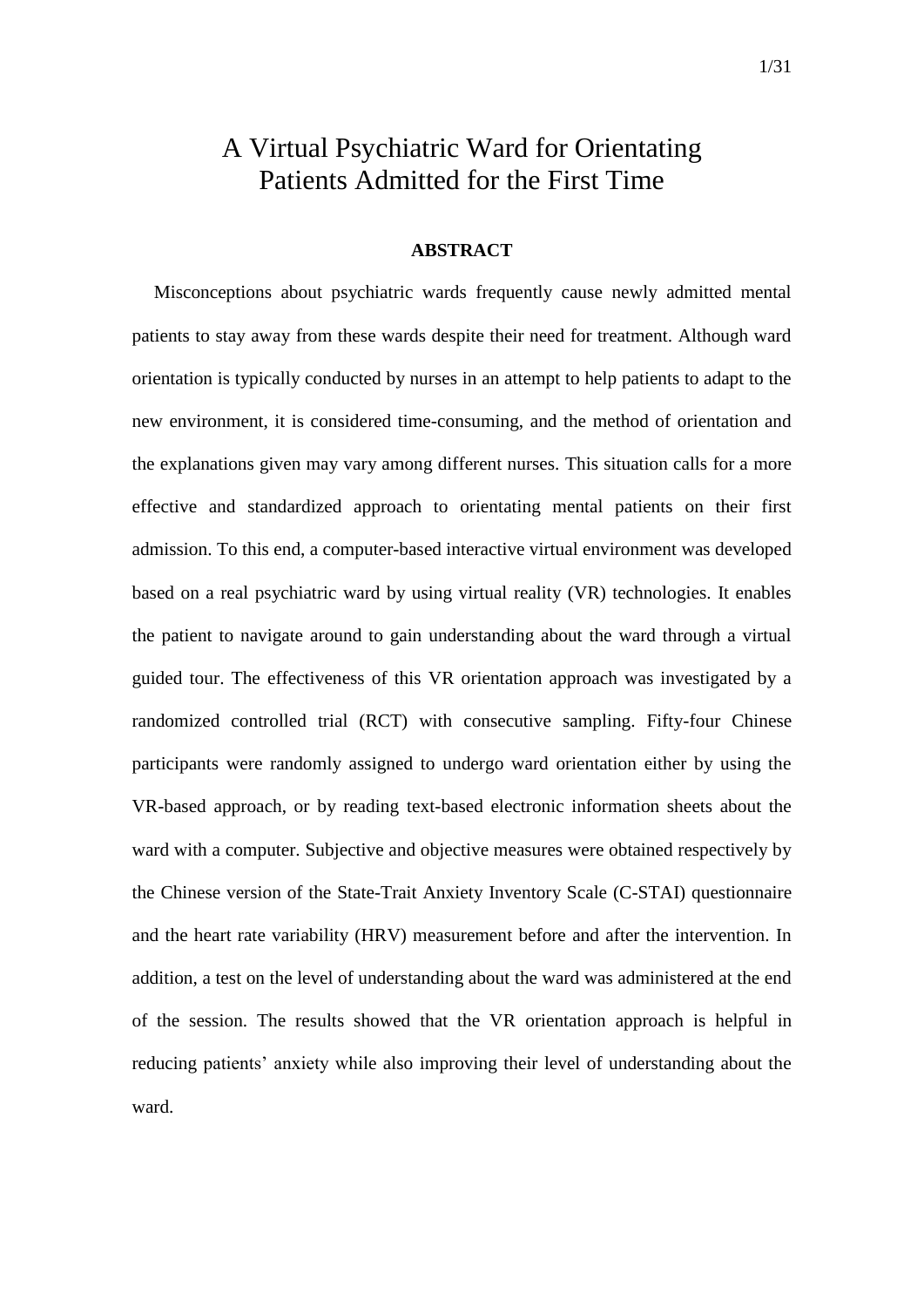# A Virtual Psychiatric Ward for Orientating Patients Admitted for the First Time

### ABSTRACT

Misconceptions about psychiatric wards frequently cause newly admitted mental patients to stay away from these wards despite their need for treatment. Although ward orientation is typically conducted by nurses in an attempt to help patients to adapt to the new environment, it is considered time-consuming, and the method of orientation and the explanations given may vary among different nurses. This situation calls for a more effective and standardized approach to orientating mental patients on their first admission. To this end, a computer-based interactive virtual environment was developed based on a real psychiatric ward by using virtual reality (VR) technologies. It enables the patient to navigate around to gain understanding about the ward through a virtual guided tour. The effectiveness of this VR orientation approach was investigated by a randomized controlled trial (RCT) with consecutive sampling. Fifty-four Chinese participants were randomly assigned to undergo ward orientation either by using the VR-based approach, or by reading text-based electronic information sheets about the ward with a computer. Subjective and objective measures were obtained respectively by the Chinese version of the State-Trait Anxiety Inventory Scale (C-STAI) questionnaire and the heart rate variability (HRV) measurement before and after the intervention. In addition, a test on the level of understanding about the ward was administered at the end of the session. The results showed that the VR orientation approach is helpful in reducing patients' anxiety while also improving their level of understanding about the ward.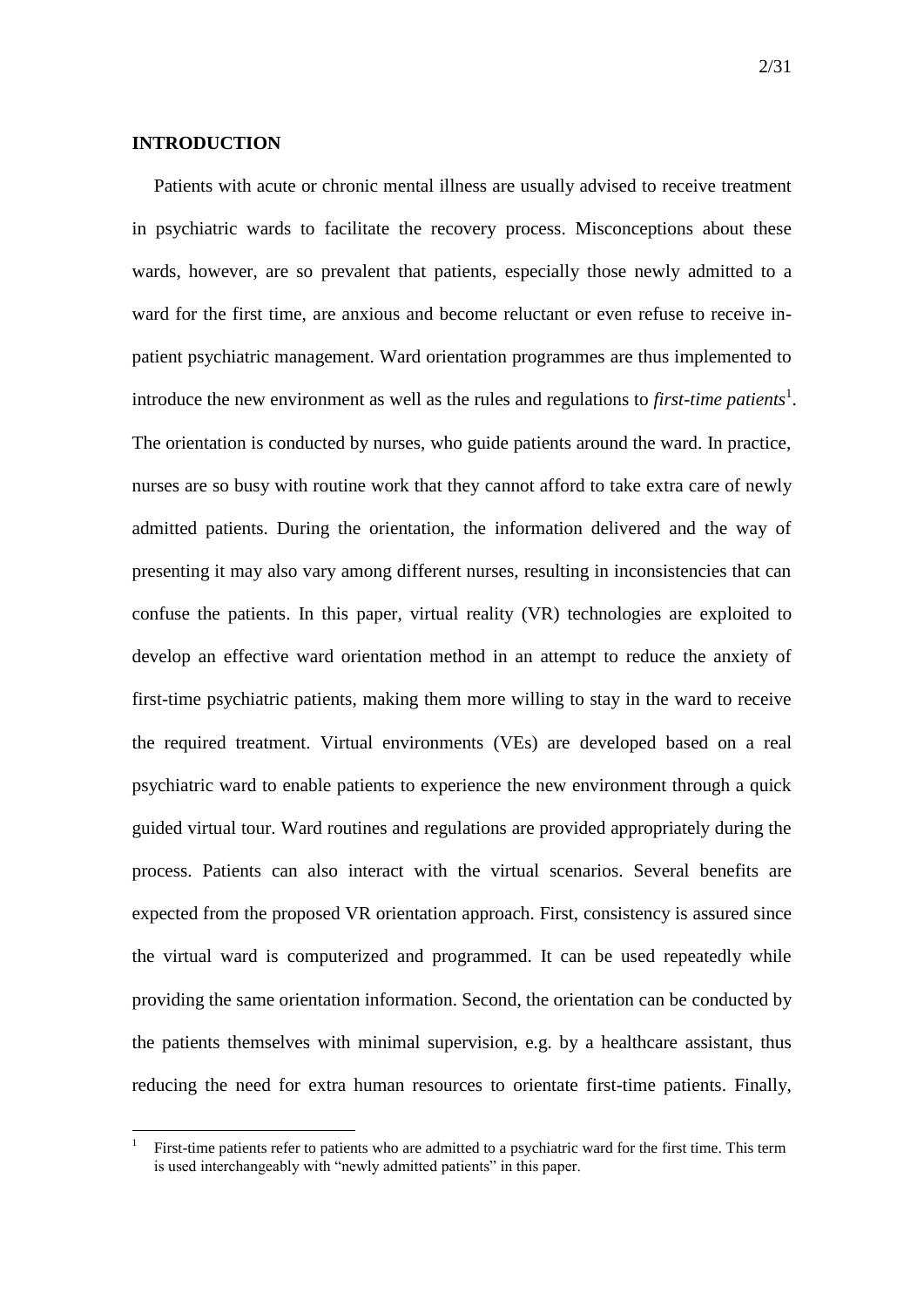## INTRODUCTION

Patients with acute or chronic mental illness are usually advised to receive treatment in psychiatric wards to facilitate the recovery process. Misconceptions about these wards, however, are so prevalent that patients, especially those newly admitted to a ward for the first time, are anxious and become reluctant or even refuse to receive in-patient psychiatric management. Ward orientation programmes are thus implemented to introduce the new environment as well as the rules and regulations to *first-time patients*[1]. The orientation is conducted by nurses, who guide patients around the ward. In practice, nurses are so busy with routine work that they cannot afford to take extra care of newly admitted patients. During the orientation, the information delivered and the way of presenting it may also vary among different nurses, resulting in inconsistencies that can confuse the patients. In this paper, virtual reality (VR) technologies are exploited to develop an effective ward orientation method in an attempt to reduce the anxiety of first-time psychiatric patients, making them more willing to stay in the ward to receive the required treatment. Virtual environments (VEs) are developed based on a real psychiatric ward to enable patients to experience the new environment through a quick guided virtual tour. Ward routines and regulations are provided appropriately during the process. Patients can also interact with the virtual scenarios. Several benefits are expected from the proposed VR orientation approach. First, consistency is assured since the virtual ward is computerized and programmed. It can be used repeatedly while providing the same orientation information. Second, the orientation can be conducted by the patients themselves with minimal supervision, e.g. by a healthcare assistant, thus reducing the need for extra human resources to orientate first-time patients. Finally,

[1] First-time patients refer to patients who are admitted to a psychiatric ward for the first time. This term is used interchangeably with "newly admitted patients" in this paper.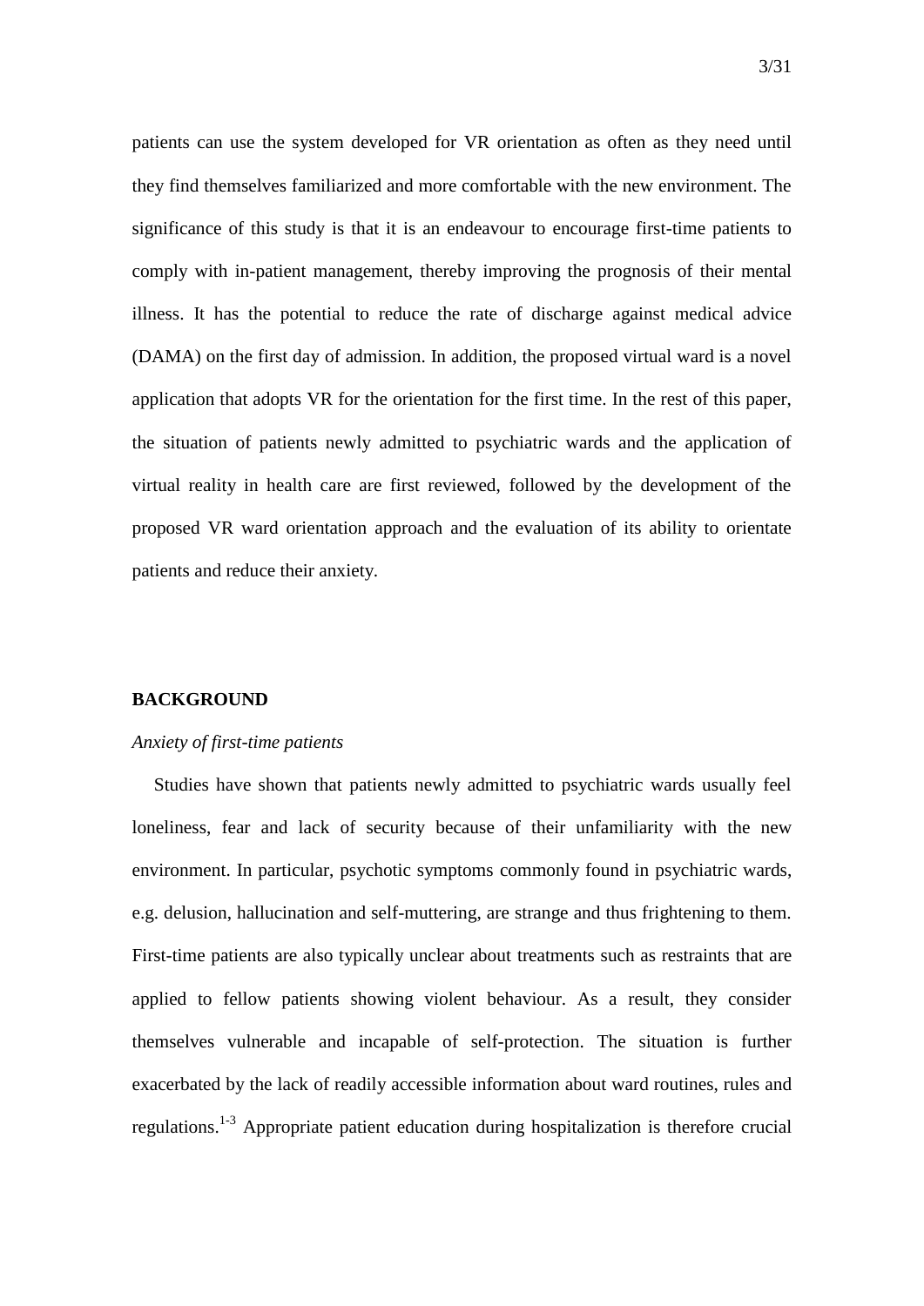patients can use the system developed for VR orientation as often as they need until they find themselves familiarized and more comfortable with the new environment. The significance of this study is that it is an endeavour to encourage first-time patients to comply with in-patient management, thereby improving the prognosis of their mental illness. It has the potential to reduce the rate of discharge against medical advice (DAMA) on the first day of admission. In addition, the proposed virtual ward is a novel application that adopts VR for the orientation for the first time. In the rest of this paper, the situation of patients newly admitted to psychiatric wards and the application of virtual reality in health care are first reviewed, followed by the development of the proposed VR ward orientation approach and the evaluation of its ability to orientate patients and reduce their anxiety.

## BACKGROUND

### *Anxiety of first-time patients*

Studies have shown that patients newly admitted to psychiatric wards usually feel loneliness, fear and lack of security because of their unfamiliarity with the new environment. In particular, psychotic symptoms commonly found in psychiatric wards, e.g. delusion, hallucination and self-muttering, are strange and thus frightening to them. First-time patients are also typically unclear about treatments such as restraints that are applied to fellow patients showing violent behaviour. As a result, they consider themselves vulnerable and incapable of self-protection. The situation is further exacerbated by the lack of readily accessible information about ward routines, rules and regulations.[1-3] Appropriate patient education during hospitalization is therefore crucial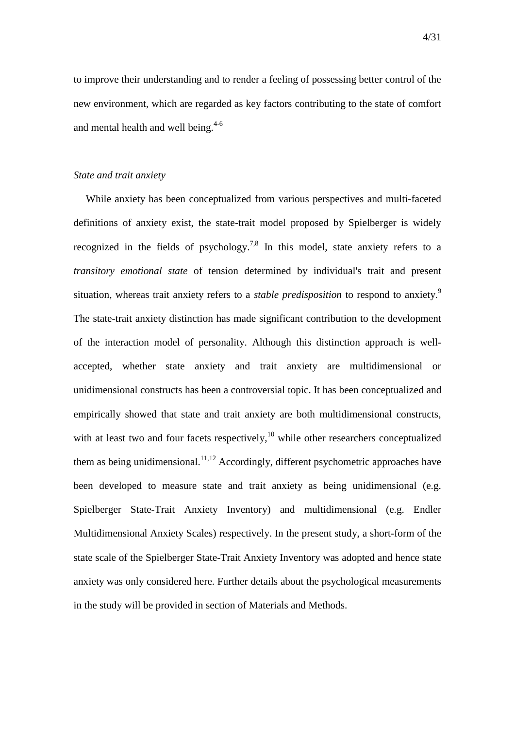to improve their understanding and to render a feeling of possessing better control of the new environment, which are regarded as key factors contributing to the state of comfort and mental health and well being.[4-6]

*State and trait anxiety*

While anxiety has been conceptualized from various perspectives and multi-faceted definitions of anxiety exist, the state-trait model proposed by Spielberger is widely recognized in the fields of psychology.[7,8] In this model, state anxiety refers to a *transitory emotional state* of tension determined by individual's trait and present situation, whereas trait anxiety refers to a *stable predisposition* to respond to anxiety.[9] The state-trait anxiety distinction has made significant contribution to the development of the interaction model of personality. Although this distinction approach is well-accepted, whether state anxiety and trait anxiety are multidimensional or unidimensional constructs has been a controversial topic. It has been conceptualized and empirically showed that state and trait anxiety are both multidimensional constructs, with at least two and four facets respectively,[10] while other researchers conceptualized them as being unidimensional.[11,12] Accordingly, different psychometric approaches have been developed to measure state and trait anxiety as being unidimensional (e.g. Spielberger State-Trait Anxiety Inventory) and multidimensional (e.g. Endler Multidimensional Anxiety Scales) respectively. In the present study, a short-form of the state scale of the Spielberger State-Trait Anxiety Inventory was adopted and hence state anxiety was only considered here. Further details about the psychological measurements in the study will be provided in section of Materials and Methods.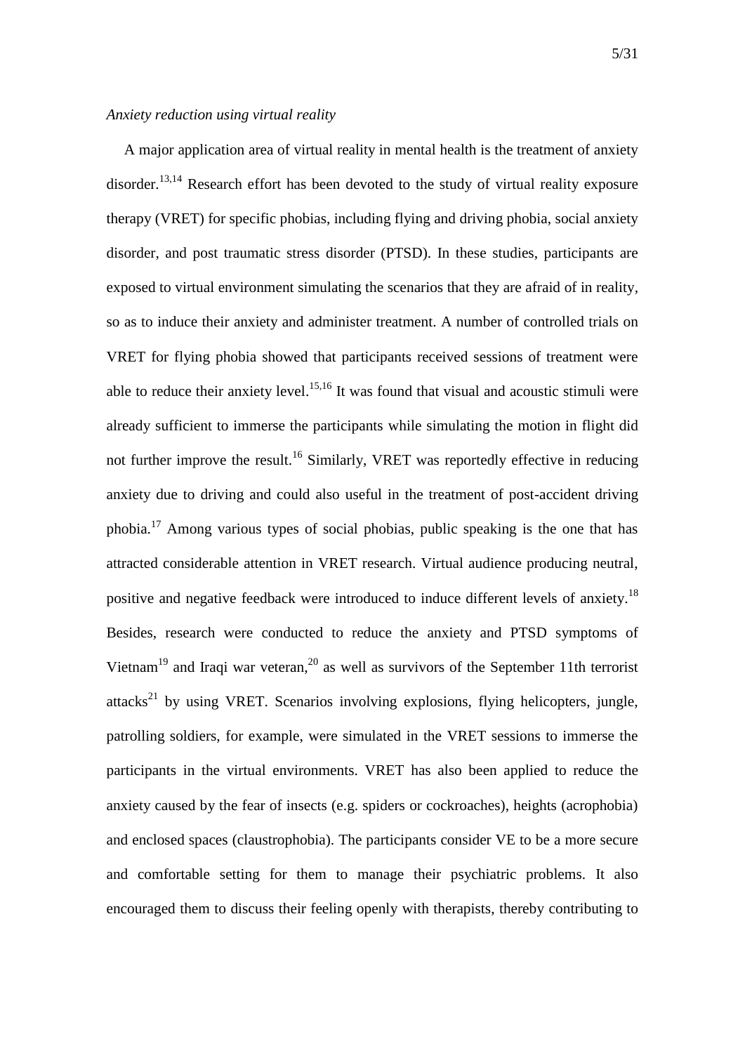*Anxiety reduction using virtual reality*

A major application area of virtual reality in mental health is the treatment of anxiety disorder.[13,14] Research effort has been devoted to the study of virtual reality exposure therapy (VRET) for specific phobias, including flying and driving phobia, social anxiety disorder, and post traumatic stress disorder (PTSD). In these studies, participants are exposed to virtual environment simulating the scenarios that they are afraid of in reality, so as to induce their anxiety and administer treatment. A number of controlled trials on VRET for flying phobia showed that participants received sessions of treatment were able to reduce their anxiety level.[15,16] It was found that visual and acoustic stimuli were already sufficient to immerse the participants while simulating the motion in flight did not further improve the result.[16] Similarly, VRET was reportedly effective in reducing anxiety due to driving and could also useful in the treatment of post-accident driving phobia.[17] Among various types of social phobias, public speaking is the one that has attracted considerable attention in VRET research. Virtual audience producing neutral, positive and negative feedback were introduced to induce different levels of anxiety.[18] Besides, research were conducted to reduce the anxiety and PTSD symptoms of Vietnam[19] and Iraqi war veteran,[20] as well as survivors of the September 11th terrorist attacks[21] by using VRET. Scenarios involving explosions, flying helicopters, jungle, patrolling soldiers, for example, were simulated in the VRET sessions to immerse the participants in the virtual environments. VRET has also been applied to reduce the anxiety caused by the fear of insects (e.g. spiders or cockroaches), heights (acrophobia) and enclosed spaces (claustrophobia). The participants consider VE to be a more secure and comfortable setting for them to manage their psychiatric problems. It also encouraged them to discuss their feeling openly with therapists, thereby contributing to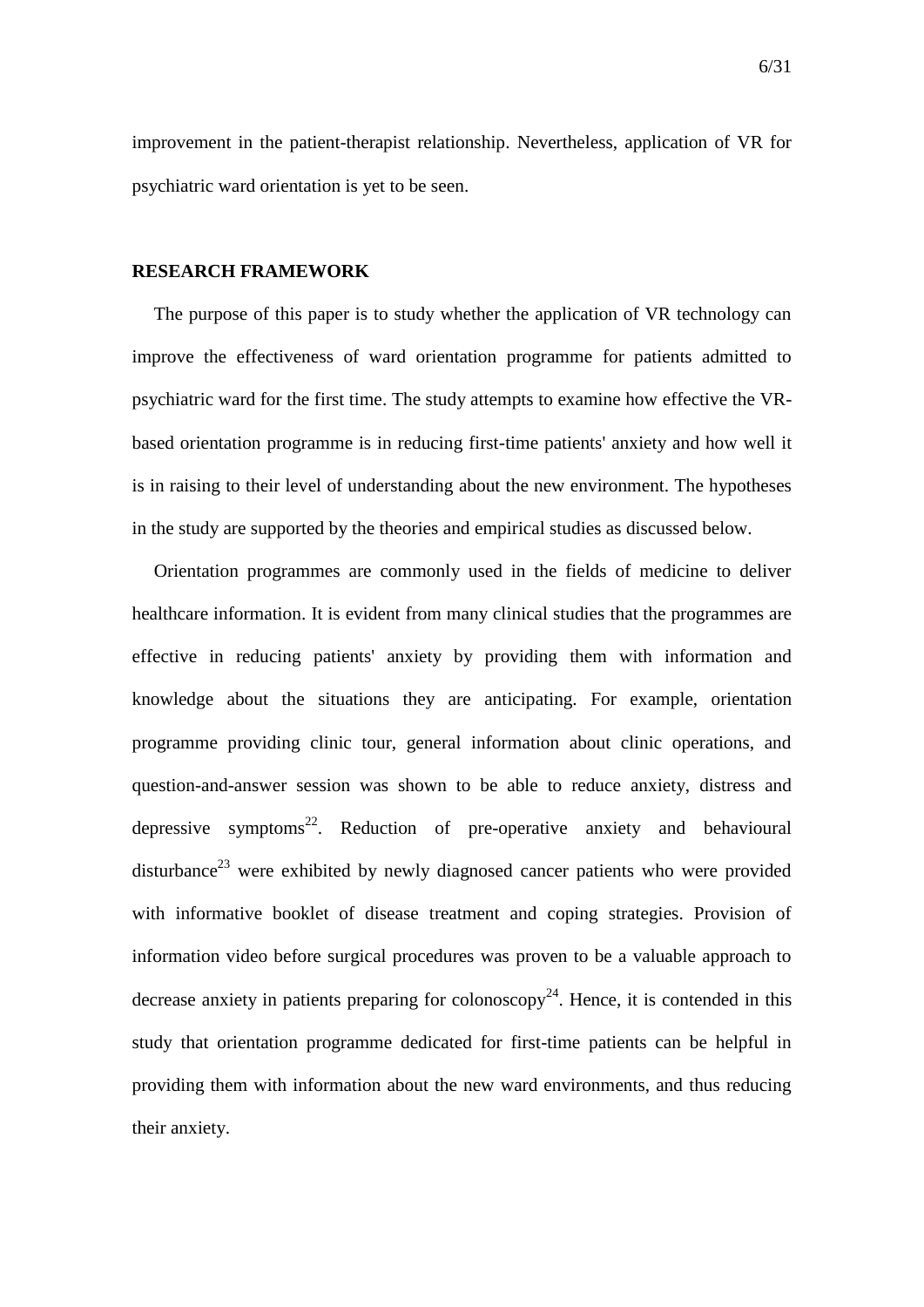improvement in the patient-therapist relationship. Nevertheless, application of VR for psychiatric ward orientation is yet to be seen.

## RESEARCH FRAMEWORK

The purpose of this paper is to study whether the application of VR technology can improve the effectiveness of ward orientation programme for patients admitted to psychiatric ward for the first time. The study attempts to examine how effective the VR-based orientation programme is in reducing first-time patients' anxiety and how well it is in raising to their level of understanding about the new environment. The hypotheses in the study are supported by the theories and empirical studies as discussed below.

Orientation programmes are commonly used in the fields of medicine to deliver healthcare information. It is evident from many clinical studies that the programmes are effective in reducing patients' anxiety by providing them with information and knowledge about the situations they are anticipating. For example, orientation programme providing clinic tour, general information about clinic operations, and question-and-answer session was shown to be able to reduce anxiety, distress and depressive symptoms[22]. Reduction of pre-operative anxiety and behavioural disturbance[23] were exhibited by newly diagnosed cancer patients who were provided with informative booklet of disease treatment and coping strategies. Provision of information video before surgical procedures was proven to be a valuable approach to decrease anxiety in patients preparing for colonoscopy[24]. Hence, it is contended in this study that orientation programme dedicated for first-time patients can be helpful in providing them with information about the new ward environments, and thus reducing their anxiety.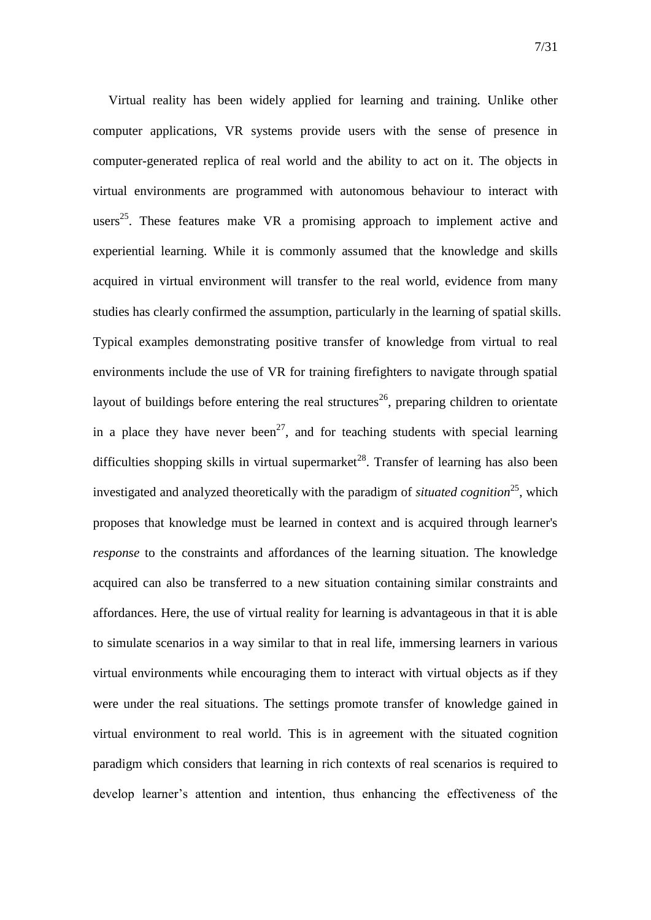Virtual reality has been widely applied for learning and training. Unlike other computer applications, VR systems provide users with the sense of presence in computer-generated replica of real world and the ability to act on it. The objects in virtual environments are programmed with autonomous behaviour to interact with users[25]. These features make VR a promising approach to implement active and experiential learning. While it is commonly assumed that the knowledge and skills acquired in virtual environment will transfer to the real world, evidence from many studies has clearly confirmed the assumption, particularly in the learning of spatial skills. Typical examples demonstrating positive transfer of knowledge from virtual to real environments include the use of VR for training firefighters to navigate through spatial layout of buildings before entering the real structures[26], preparing children to orientate in a place they have never been[27], and for teaching students with special learning difficulties shopping skills in virtual supermarket[28]. Transfer of learning has also been investigated and analyzed theoretically with the paradigm of *situated cognition*[25], which proposes that knowledge must be learned in context and is acquired through learner's *response* to the constraints and affordances of the learning situation. The knowledge acquired can also be transferred to a new situation containing similar constraints and affordances. Here, the use of virtual reality for learning is advantageous in that it is able to simulate scenarios in a way similar to that in real life, immersing learners in various virtual environments while encouraging them to interact with virtual objects as if they were under the real situations. The settings promote transfer of knowledge gained in virtual environment to real world. This is in agreement with the situated cognition paradigm which considers that learning in rich contexts of real scenarios is required to develop learner's attention and intention, thus enhancing the effectiveness of the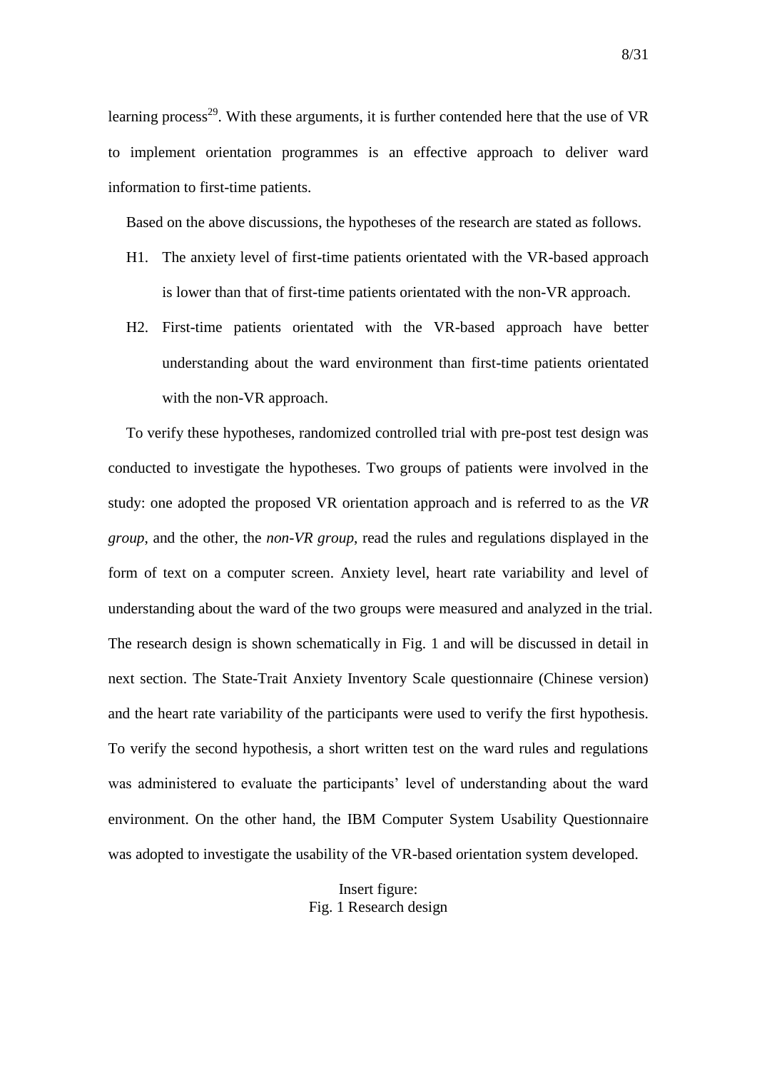learning process[29]. With these arguments, it is further contended here that the use of VR to implement orientation programmes is an effective approach to deliver ward information to first-time patients.

Based on the above discussions, the hypotheses of the research are stated as follows.

H1. The anxiety level of first-time patients orientated with the VR-based approach is lower than that of first-time patients orientated with the non-VR approach.

H2. First-time patients orientated with the VR-based approach have better understanding about the ward environment than first-time patients orientated with the non-VR approach.

To verify these hypotheses, randomized controlled trial with pre-post test design was conducted to investigate the hypotheses. Two groups of patients were involved in the study: one adopted the proposed VR orientation approach and is referred to as the *VR group*, and the other, the *non-VR group*, read the rules and regulations displayed in the form of text on a computer screen. Anxiety level, heart rate variability and level of understanding about the ward of the two groups were measured and analyzed in the trial. The research design is shown schematically in Fig. 1 and will be discussed in detail in next section. The State-Trait Anxiety Inventory Scale questionnaire (Chinese version) and the heart rate variability of the participants were used to verify the first hypothesis. To verify the second hypothesis, a short written test on the ward rules and regulations was administered to evaluate the participants' level of understanding about the ward environment. On the other hand, the IBM Computer System Usability Questionnaire was adopted to investigate the usability of the VR-based orientation system developed.

Insert figure:
Fig. 1 Research design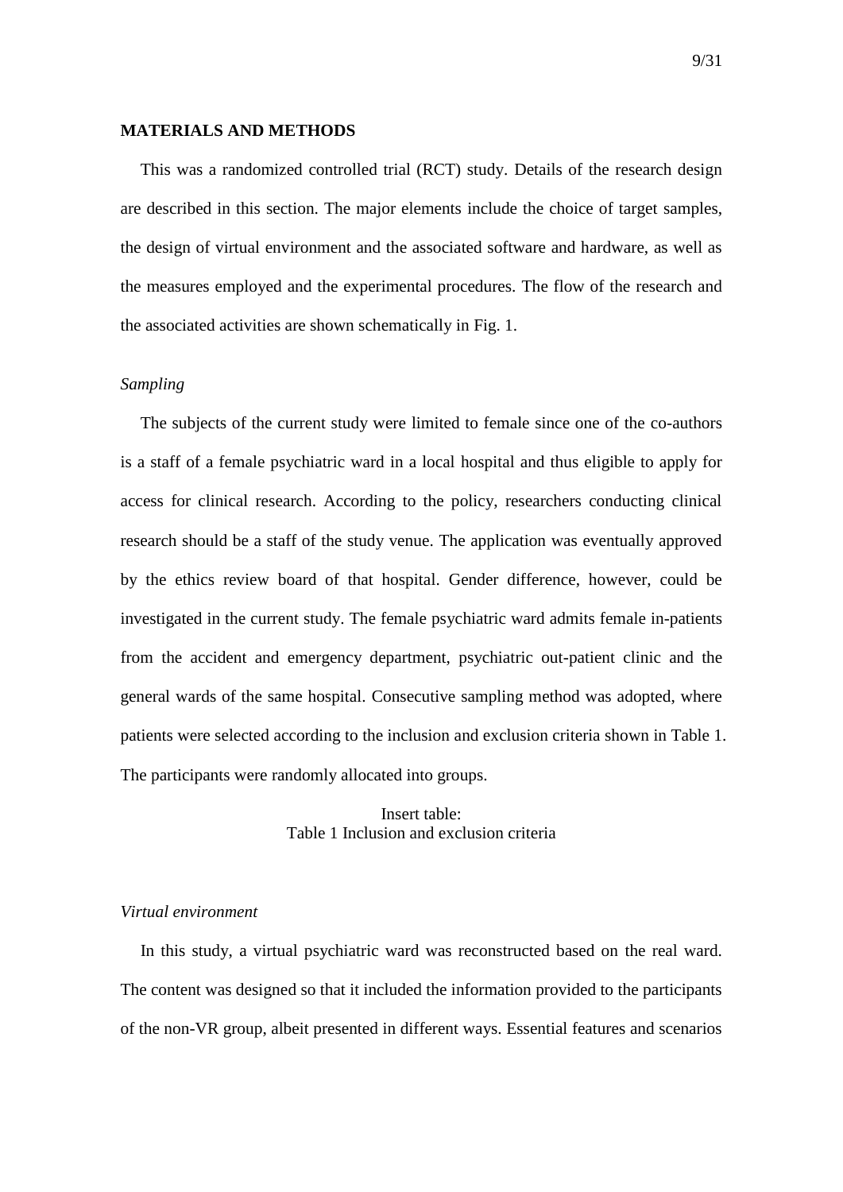## MATERIALS AND METHODS

This was a randomized controlled trial (RCT) study. Details of the research design are described in this section. The major elements include the choice of target samples, the design of virtual environment and the associated software and hardware, as well as the measures employed and the experimental procedures. The flow of the research and the associated activities are shown schematically in Fig. 1.

### *Sampling*

The subjects of the current study were limited to female since one of the co-authors is a staff of a female psychiatric ward in a local hospital and thus eligible to apply for access for clinical research. According to the policy, researchers conducting clinical research should be a staff of the study venue. The application was eventually approved by the ethics review board of that hospital. Gender difference, however, could be investigated in the current study. The female psychiatric ward admits female in-patients from the accident and emergency department, psychiatric out-patient clinic and the general wards of the same hospital. Consecutive sampling method was adopted, where patients were selected according to the inclusion and exclusion criteria shown in Table 1. The participants were randomly allocated into groups.

Insert table:
Table 1 Inclusion and exclusion criteria

### *Virtual environment*

In this study, a virtual psychiatric ward was reconstructed based on the real ward. The content was designed so that it included the information provided to the participants of the non-VR group, albeit presented in different ways. Essential features and scenarios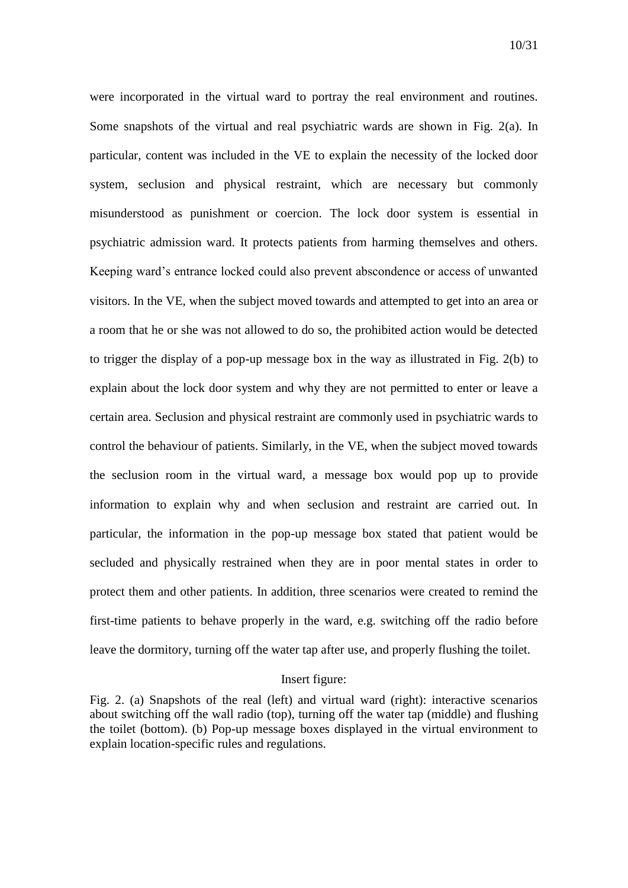were incorporated in the virtual ward to portray the real environment and routines. Some snapshots of the virtual and real psychiatric wards are shown in Fig. 2(a). In particular, content was included in the VE to explain the necessity of the locked door system, seclusion and physical restraint, which are necessary but commonly misunderstood as punishment or coercion. The lock door system is essential in psychiatric admission ward. It protects patients from harming themselves and others. Keeping ward's entrance locked could also prevent abscondence or access of unwanted visitors. In the VE, when the subject moved towards and attempted to get into an area or a room that he or she was not allowed to do so, the prohibited action would be detected to trigger the display of a pop-up message box in the way as illustrated in Fig. 2(b) to explain about the lock door system and why they are not permitted to enter or leave a certain area. Seclusion and physical restraint are commonly used in psychiatric wards to control the behaviour of patients. Similarly, in the VE, when the subject moved towards the seclusion room in the virtual ward, a message box would pop up to provide information to explain why and when seclusion and restraint are carried out. In particular, the information in the pop-up message box stated that patient would be secluded and physically restrained when they are in poor mental states in order to protect them and other patients. In addition, three scenarios were created to remind the first-time patients to behave properly in the ward, e.g. switching off the radio before leave the dormitory, turning off the water tap after use, and properly flushing the toilet.

Insert figure:

Fig. 2. (a) Snapshots of the real (left) and virtual ward (right): interactive scenarios about switching off the wall radio (top), turning off the water tap (middle) and flushing the toilet (bottom). (b) Pop-up message boxes displayed in the virtual environment to explain location-specific rules and regulations.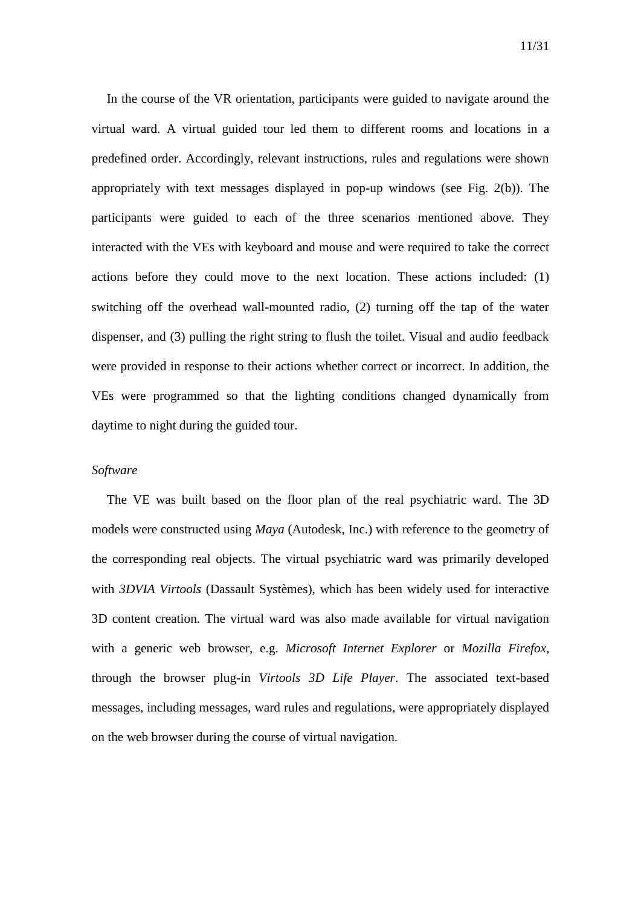In the course of the VR orientation, participants were guided to navigate around the virtual ward. A virtual guided tour led them to different rooms and locations in a predefined order. Accordingly, relevant instructions, rules and regulations were shown appropriately with text messages displayed in pop-up windows (see Fig. 2(b)). The participants were guided to each of the three scenarios mentioned above. They interacted with the VEs with keyboard and mouse and were required to take the correct actions before they could move to the next location. These actions included: (1) switching off the overhead wall-mounted radio, (2) turning off the tap of the water dispenser, and (3) pulling the right string to flush the toilet. Visual and audio feedback were provided in response to their actions whether correct or incorrect. In addition, the VEs were programmed so that the lighting conditions changed dynamically from daytime to night during the guided tour.

*Software*

The VE was built based on the floor plan of the real psychiatric ward. The 3D models were constructed using *Maya* (Autodesk, Inc.) with reference to the geometry of the corresponding real objects. The virtual psychiatric ward was primarily developed with *3DVIA Virtools* (Dassault Systèmes), which has been widely used for interactive 3D content creation. The virtual ward was also made available for virtual navigation with a generic web browser, e.g. *Microsoft Internet Explorer* or *Mozilla Firefox*, through the browser plug-in *Virtools 3D Life Player*. The associated text-based messages, including messages, ward rules and regulations, were appropriately displayed on the web browser during the course of virtual navigation.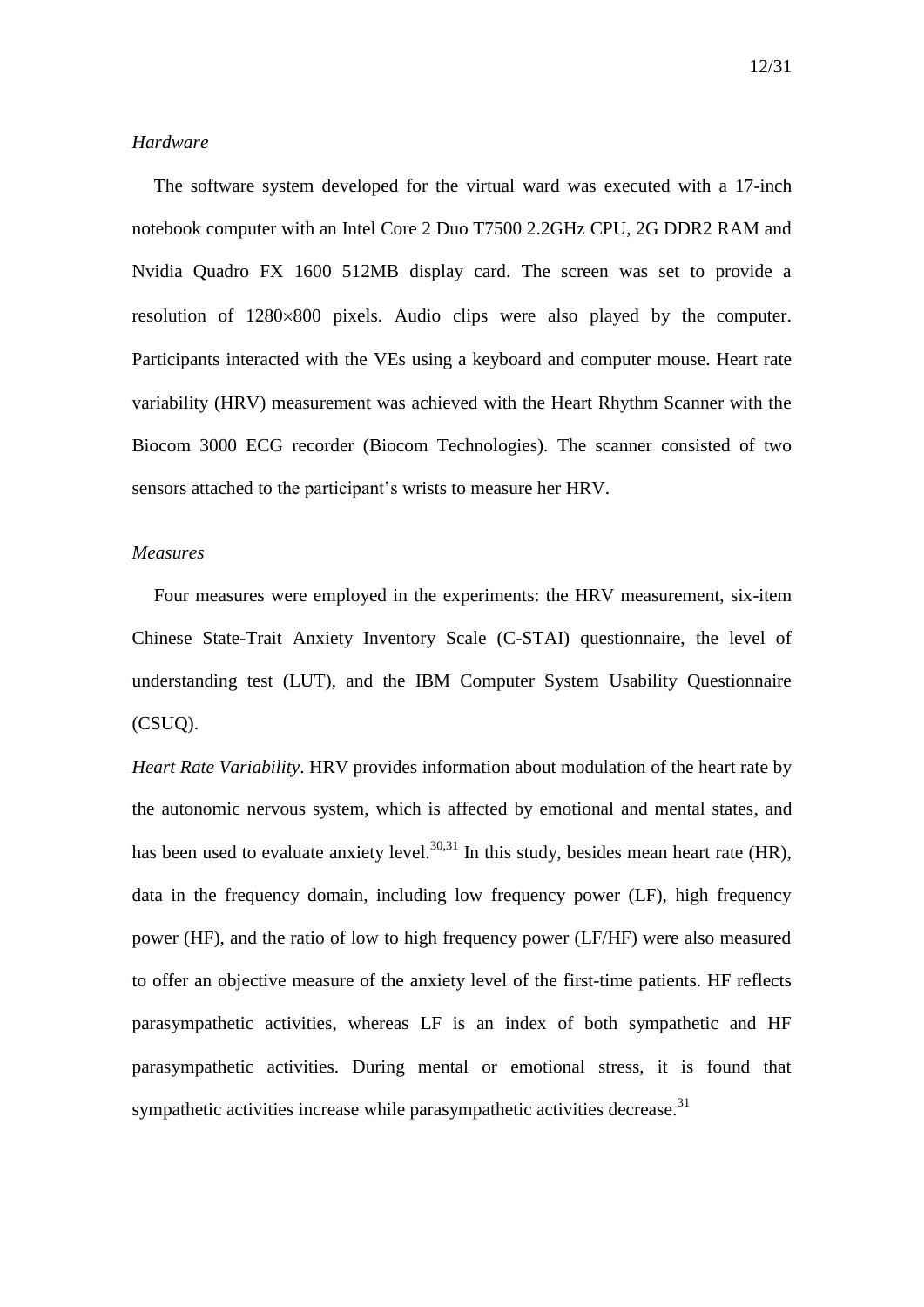*Hardware*

The software system developed for the virtual ward was executed with a 17-inch notebook computer with an Intel Core 2 Duo T7500 2.2GHz CPU, 2G DDR2 RAM and Nvidia Quadro FX 1600 512MB display card. The screen was set to provide a resolution of 1280×800 pixels. Audio clips were also played by the computer. Participants interacted with the VEs using a keyboard and computer mouse. Heart rate variability (HRV) measurement was achieved with the Heart Rhythm Scanner with the Biocom 3000 ECG recorder (Biocom Technologies). The scanner consisted of two sensors attached to the participant's wrists to measure her HRV.

*Measures*

Four measures were employed in the experiments: the HRV measurement, six-item Chinese State-Trait Anxiety Inventory Scale (C-STAI) questionnaire, the level of understanding test (LUT), and the IBM Computer System Usability Questionnaire (CSUQ).

*Heart Rate Variability*. HRV provides information about modulation of the heart rate by the autonomic nervous system, which is affected by emotional and mental states, and has been used to evaluate anxiety level.[30,31] In this study, besides mean heart rate (HR), data in the frequency domain, including low frequency power (LF), high frequency power (HF), and the ratio of low to high frequency power (LF/HF) were also measured to offer an objective measure of the anxiety level of the first-time patients. HF reflects parasympathetic activities, whereas LF is an index of both sympathetic and HF parasympathetic activities. During mental or emotional stress, it is found that sympathetic activities increase while parasympathetic activities decrease.[31]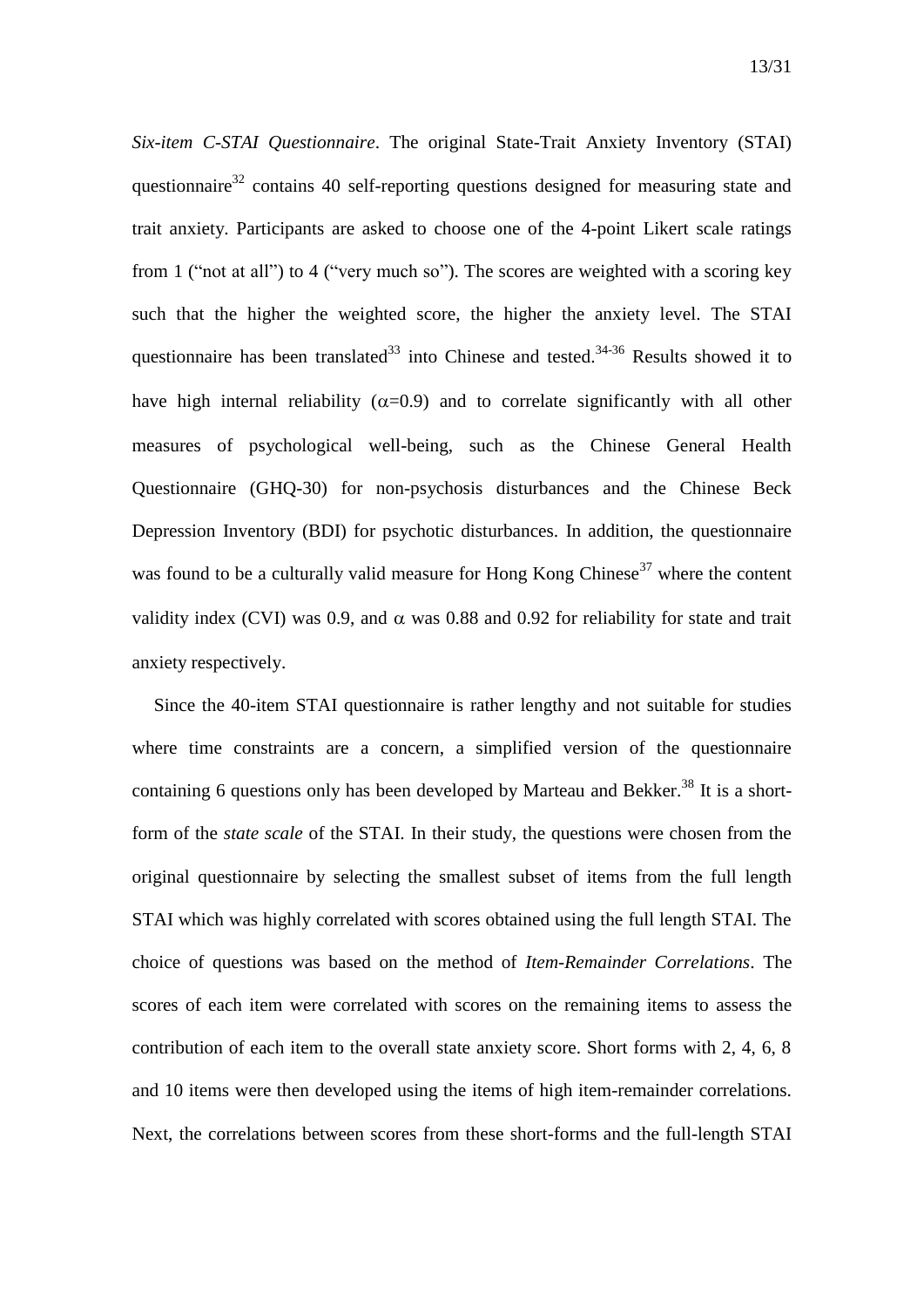*Six-item C-STAI Questionnaire*. The original State-Trait Anxiety Inventory (STAI) questionnaire[32] contains 40 self-reporting questions designed for measuring state and trait anxiety. Participants are asked to choose one of the 4-point Likert scale ratings from 1 ("not at all") to 4 ("very much so"). The scores are weighted with a scoring key such that the higher the weighted score, the higher the anxiety level. The STAI questionnaire has been translated[33] into Chinese and tested.[34-36] Results showed it to have high internal reliability ($\alpha$=0.9) and to correlate significantly with all other measures of psychological well-being, such as the Chinese General Health Questionnaire (GHQ-30) for non-psychosis disturbances and the Chinese Beck Depression Inventory (BDI) for psychotic disturbances. In addition, the questionnaire was found to be a culturally valid measure for Hong Kong Chinese[37] where the content validity index (CVI) was 0.9, and $\alpha$ was 0.88 and 0.92 for reliability for state and trait anxiety respectively.

Since the 40-item STAI questionnaire is rather lengthy and not suitable for studies where time constraints are a concern, a simplified version of the questionnaire containing 6 questions only has been developed by Marteau and Bekker.[38] It is a short-form of the *state scale* of the STAI. In their study, the questions were chosen from the original questionnaire by selecting the smallest subset of items from the full length STAI which was highly correlated with scores obtained using the full length STAI. The choice of questions was based on the method of *Item-Remainder Correlations*. The scores of each item were correlated with scores on the remaining items to assess the contribution of each item to the overall state anxiety score. Short forms with 2, 4, 6, 8 and 10 items were then developed using the items of high item-remainder correlations. Next, the correlations between scores from these short-forms and the full-length STAI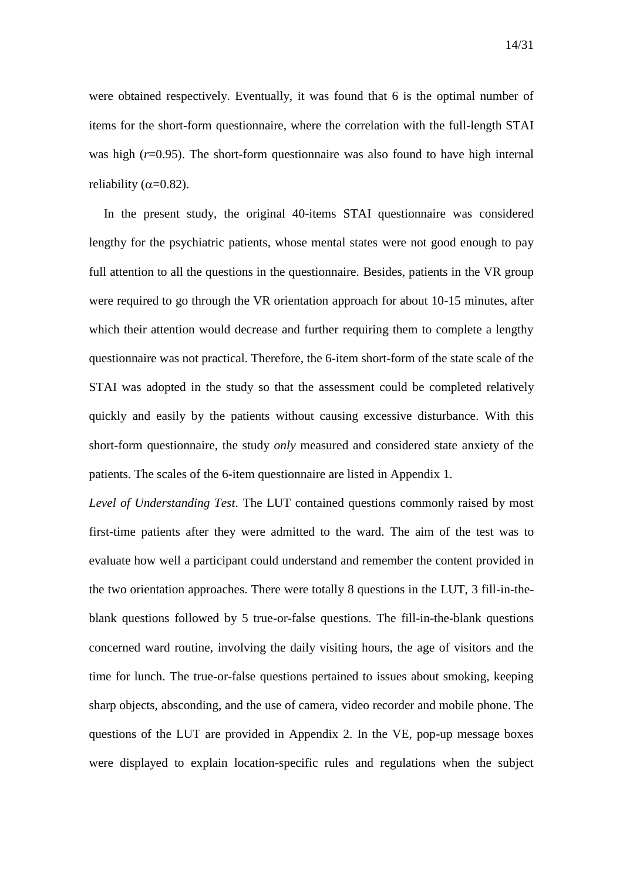were obtained respectively. Eventually, it was found that 6 is the optimal number of items for the short-form questionnaire, where the correlation with the full-length STAI was high ($r$=0.95). The short-form questionnaire was also found to have high internal reliability ($\alpha$=0.82).

In the present study, the original 40-items STAI questionnaire was considered lengthy for the psychiatric patients, whose mental states were not good enough to pay full attention to all the questions in the questionnaire. Besides, patients in the VR group were required to go through the VR orientation approach for about 10-15 minutes, after which their attention would decrease and further requiring them to complete a lengthy questionnaire was not practical. Therefore, the 6-item short-form of the state scale of the STAI was adopted in the study so that the assessment could be completed relatively quickly and easily by the patients without causing excessive disturbance. With this short-form questionnaire, the study *only* measured and considered state anxiety of the patients. The scales of the 6-item questionnaire are listed in Appendix 1.

*Level of Understanding Test*. The LUT contained questions commonly raised by most first-time patients after they were admitted to the ward. The aim of the test was to evaluate how well a participant could understand and remember the content provided in the two orientation approaches. There were totally 8 questions in the LUT, 3 fill-in-the-blank questions followed by 5 true-or-false questions. The fill-in-the-blank questions concerned ward routine, involving the daily visiting hours, the age of visitors and the time for lunch. The true-or-false questions pertained to issues about smoking, keeping sharp objects, absconding, and the use of camera, video recorder and mobile phone. The questions of the LUT are provided in Appendix 2. In the VE, pop-up message boxes were displayed to explain location-specific rules and regulations when the subject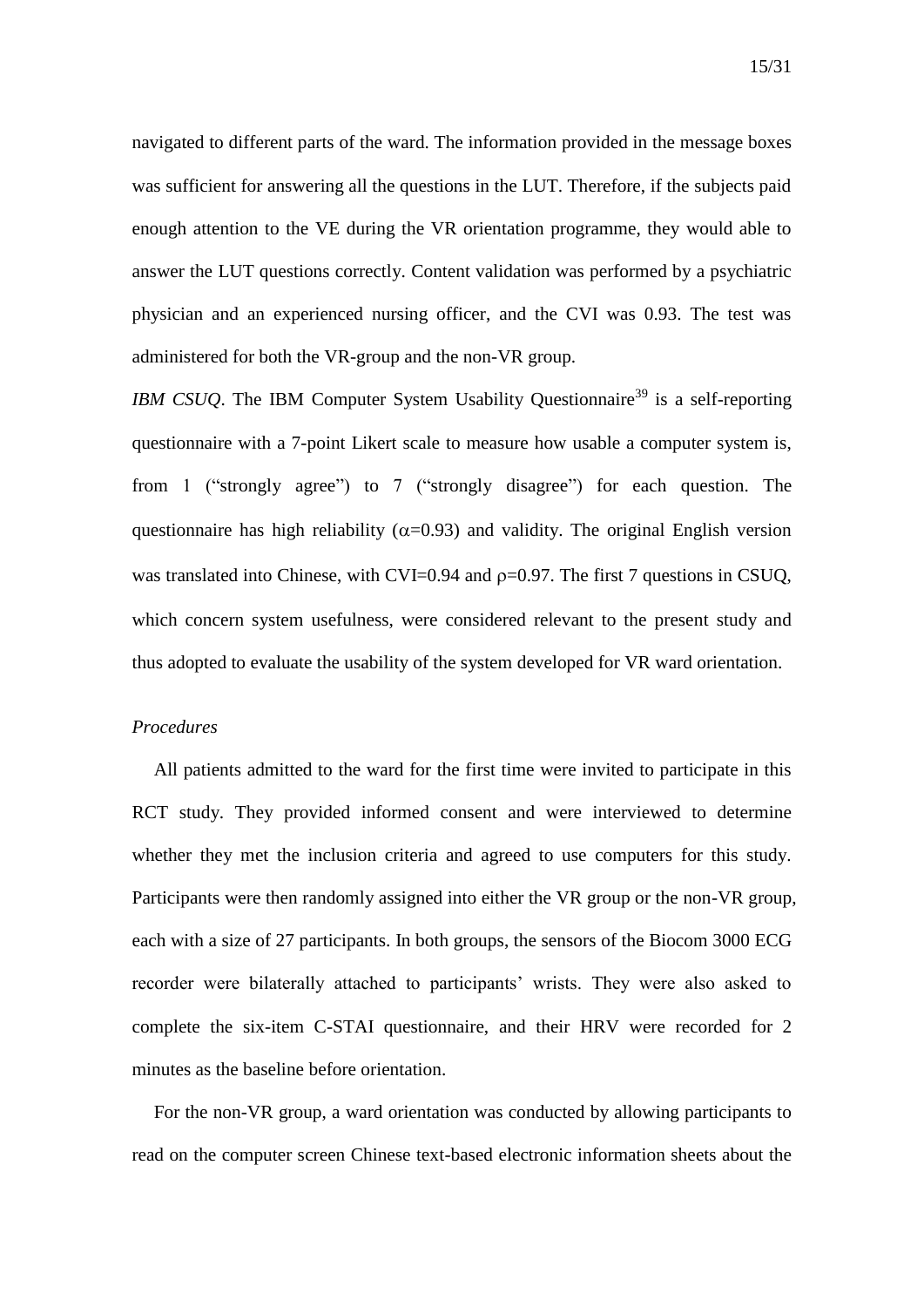navigated to different parts of the ward. The information provided in the message boxes was sufficient for answering all the questions in the LUT. Therefore, if the subjects paid enough attention to the VE during the VR orientation programme, they would able to answer the LUT questions correctly. Content validation was performed by a psychiatric physician and an experienced nursing officer, and the CVI was 0.93. The test was administered for both the VR-group and the non-VR group.

*IBM CSUQ*. The IBM Computer System Usability Questionnaire[39] is a self-reporting questionnaire with a 7-point Likert scale to measure how usable a computer system is, from 1 ("strongly agree") to 7 ("strongly disagree") for each question. The questionnaire has high reliability ($\alpha$=0.93) and validity. The original English version was translated into Chinese, with CVI=0.94 and $\rho$=0.97. The first 7 questions in CSUQ, which concern system usefulness, were considered relevant to the present study and thus adopted to evaluate the usability of the system developed for VR ward orientation.

*Procedures*

All patients admitted to the ward for the first time were invited to participate in this RCT study. They provided informed consent and were interviewed to determine whether they met the inclusion criteria and agreed to use computers for this study. Participants were then randomly assigned into either the VR group or the non-VR group, each with a size of 27 participants. In both groups, the sensors of the Biocom 3000 ECG recorder were bilaterally attached to participants' wrists. They were also asked to complete the six-item C-STAI questionnaire, and their HRV were recorded for 2 minutes as the baseline before orientation.

For the non-VR group, a ward orientation was conducted by allowing participants to read on the computer screen Chinese text-based electronic information sheets about the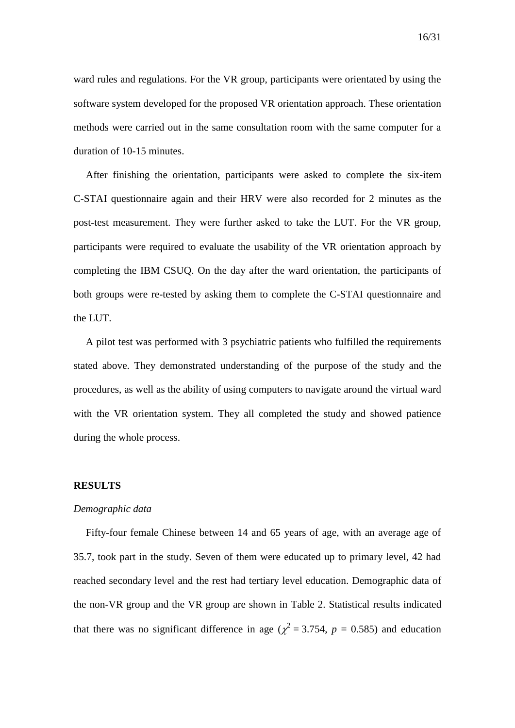ward rules and regulations. For the VR group, participants were orientated by using the software system developed for the proposed VR orientation approach. These orientation methods were carried out in the same consultation room with the same computer for a duration of 10-15 minutes.

After finishing the orientation, participants were asked to complete the six-item C-STAI questionnaire again and their HRV were also recorded for 2 minutes as the post-test measurement. They were further asked to take the LUT. For the VR group, participants were required to evaluate the usability of the VR orientation approach by completing the IBM CSUQ. On the day after the ward orientation, the participants of both groups were re-tested by asking them to complete the C-STAI questionnaire and the LUT.

A pilot test was performed with 3 psychiatric patients who fulfilled the requirements stated above. They demonstrated understanding of the purpose of the study and the procedures, as well as the ability of using computers to navigate around the virtual ward with the VR orientation system. They all completed the study and showed patience during the whole process.

## RESULTS

### *Demographic data*

Fifty-four female Chinese between 14 and 65 years of age, with an average age of 35.7, took part in the study. Seven of them were educated up to primary level, 42 had reached secondary level and the rest had tertiary level education. Demographic data of the non-VR group and the VR group are shown in Table 2. Statistical results indicated that there was no significant difference in age ($\chi^2 = 3.754$, $p = 0.585$) and education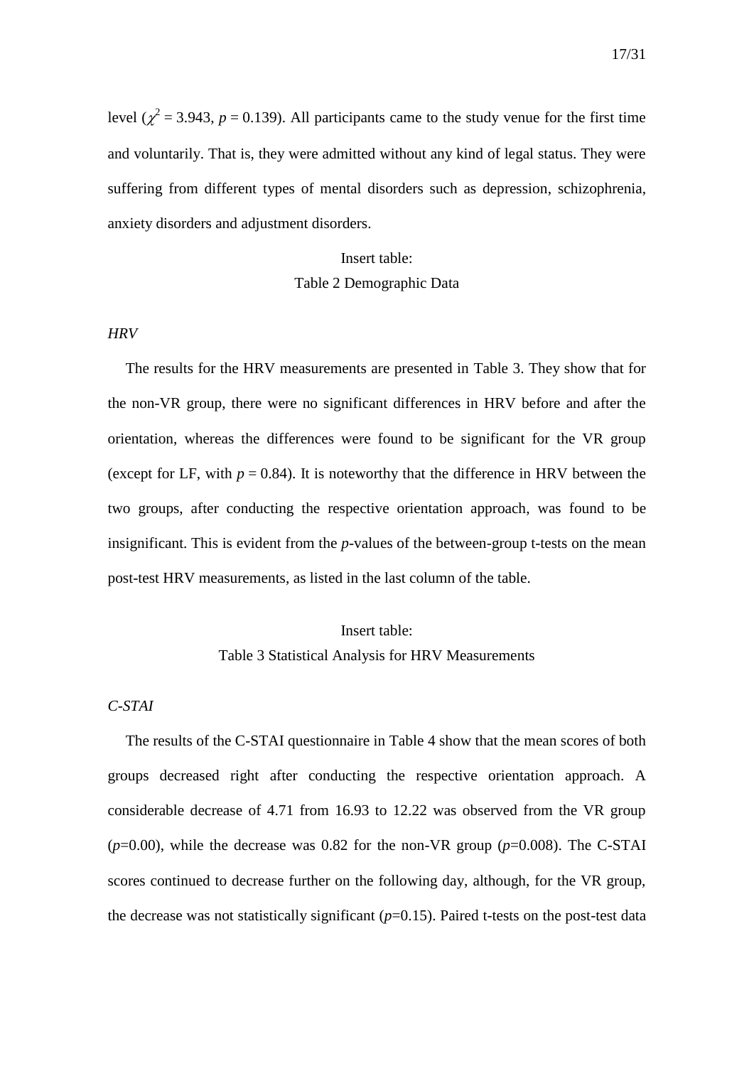level ($\chi^2 = 3.943$, $p = 0.139$). All participants came to the study venue for the first time and voluntarily. That is, they were admitted without any kind of legal status. They were suffering from different types of mental disorders such as depression, schizophrenia, anxiety disorders and adjustment disorders.

Insert table:
Table 2 Demographic Data

*HRV*

The results for the HRV measurements are presented in Table 3. They show that for the non-VR group, there were no significant differences in HRV before and after the orientation, whereas the differences were found to be significant for the VR group (except for LF, with $p = 0.84$). It is noteworthy that the difference in HRV between the two groups, after conducting the respective orientation approach, was found to be insignificant. This is evident from the *p*-values of the between-group t-tests on the mean post-test HRV measurements, as listed in the last column of the table.

Insert table:
Table 3 Statistical Analysis for HRV Measurements

*C-STAI*

The results of the C-STAI questionnaire in Table 4 show that the mean scores of both groups decreased right after conducting the respective orientation approach. A considerable decrease of 4.71 from 16.93 to 12.22 was observed from the VR group ($p$=0.00), while the decrease was 0.82 for the non-VR group ($p$=0.008). The C-STAI scores continued to decrease further on the following day, although, for the VR group, the decrease was not statistically significant ($p$=0.15). Paired t-tests on the post-test data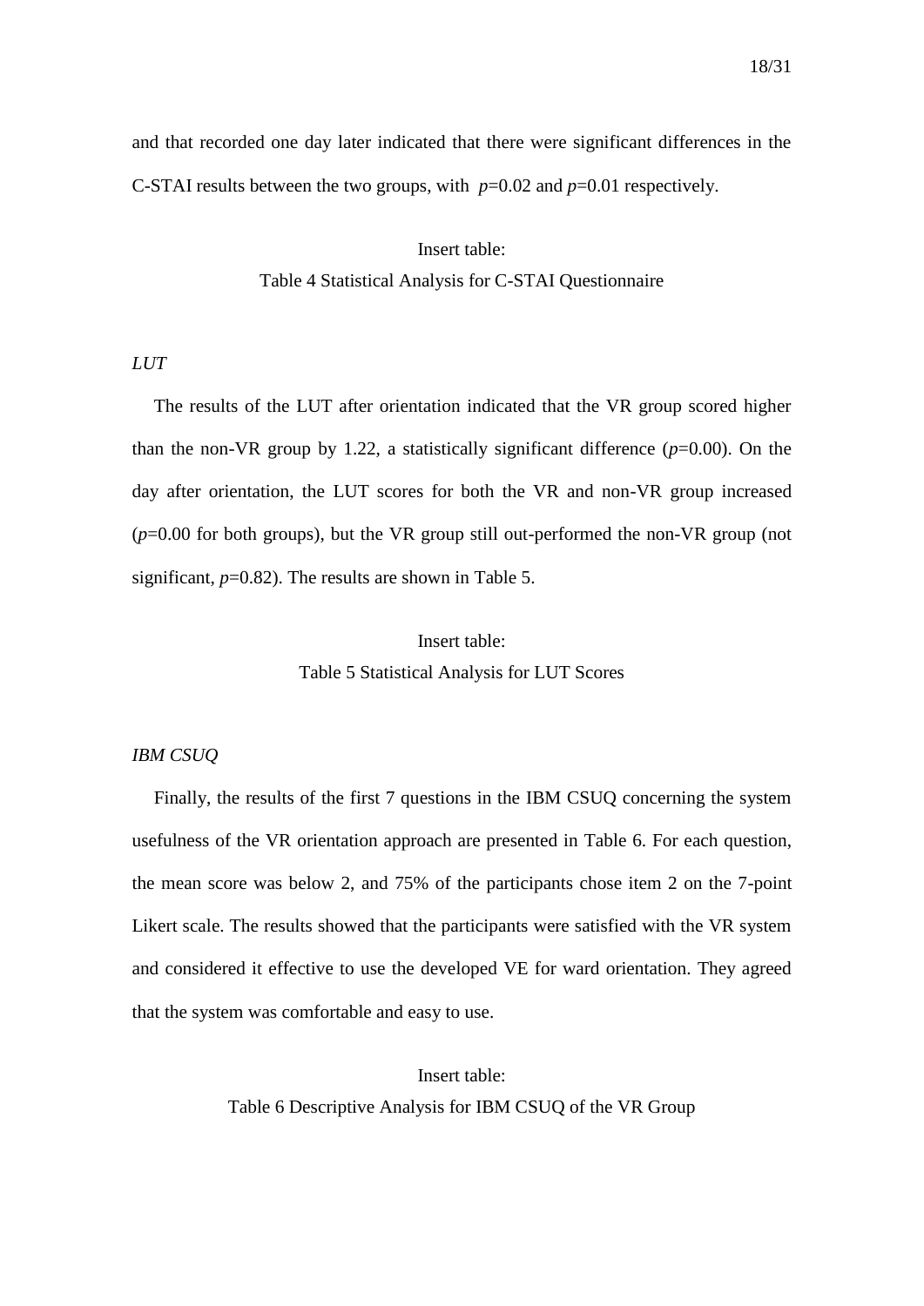and that recorded one day later indicated that there were significant differences in the C-STAI results between the two groups, with $p$=0.02 and $p$=0.01 respectively.

Insert table:

Table 4 Statistical Analysis for C-STAI Questionnaire

*LUT*

The results of the LUT after orientation indicated that the VR group scored higher than the non-VR group by 1.22, a statistically significant difference ($p$=0.00). On the day after orientation, the LUT scores for both the VR and non-VR group increased ($p$=0.00 for both groups), but the VR group still out-performed the non-VR group (not significant, $p$=0.82). The results are shown in Table 5.

Insert table:

Table 5 Statistical Analysis for LUT Scores

*IBM CSUQ*

Finally, the results of the first 7 questions in the IBM CSUQ concerning the system usefulness of the VR orientation approach are presented in Table 6. For each question, the mean score was below 2, and 75% of the participants chose item 2 on the 7-point Likert scale. The results showed that the participants were satisfied with the VR system and considered it effective to use the developed VE for ward orientation. They agreed that the system was comfortable and easy to use.

Insert table:

Table 6 Descriptive Analysis for IBM CSUQ of the VR Group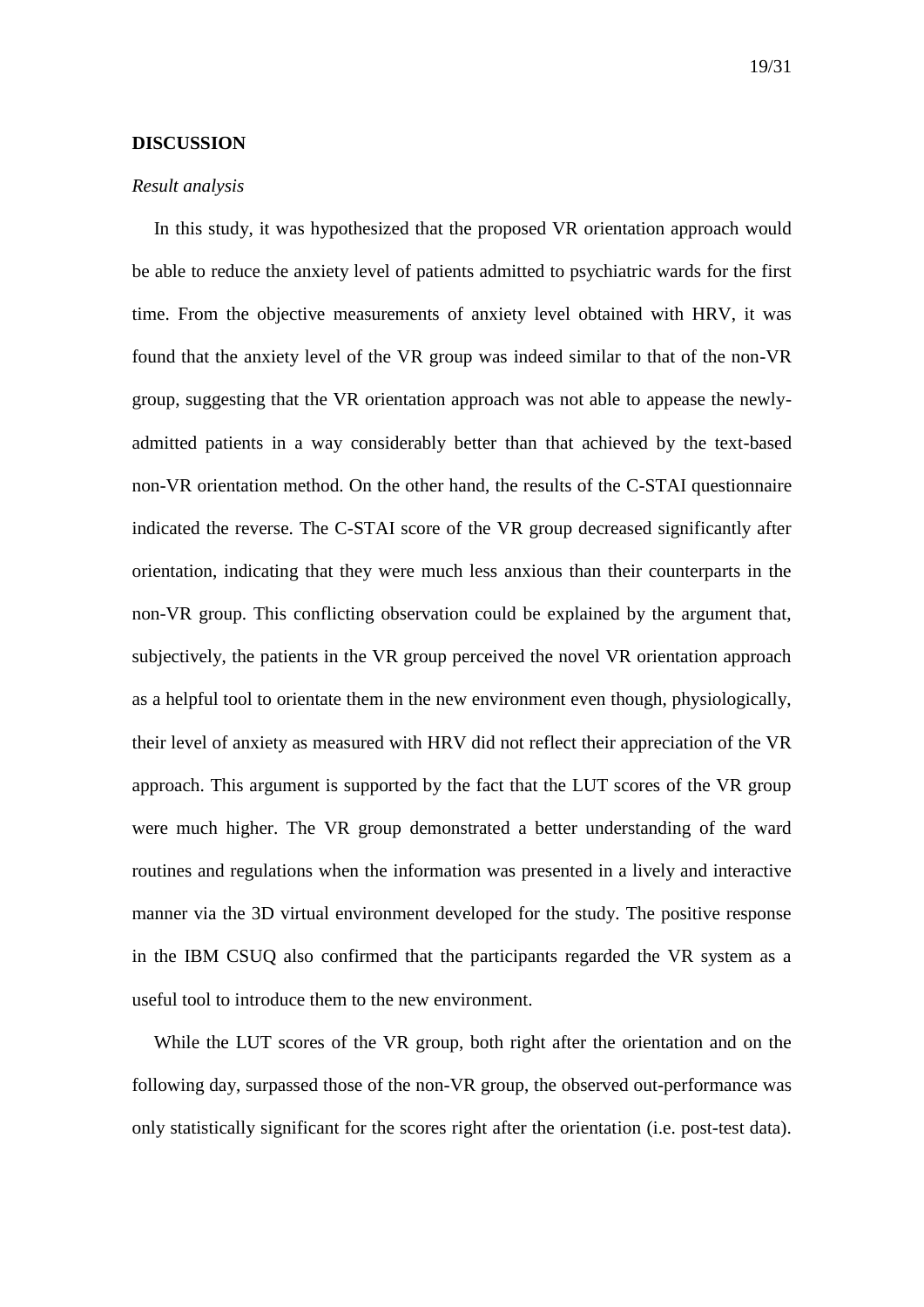## DISCUSSION

### *Result analysis*

In this study, it was hypothesized that the proposed VR orientation approach would be able to reduce the anxiety level of patients admitted to psychiatric wards for the first time. From the objective measurements of anxiety level obtained with HRV, it was found that the anxiety level of the VR group was indeed similar to that of the non-VR group, suggesting that the VR orientation approach was not able to appease the newly-admitted patients in a way considerably better than that achieved by the text-based non-VR orientation method. On the other hand, the results of the C-STAI questionnaire indicated the reverse. The C-STAI score of the VR group decreased significantly after orientation, indicating that they were much less anxious than their counterparts in the non-VR group. This conflicting observation could be explained by the argument that, subjectively, the patients in the VR group perceived the novel VR orientation approach as a helpful tool to orientate them in the new environment even though, physiologically, their level of anxiety as measured with HRV did not reflect their appreciation of the VR approach. This argument is supported by the fact that the LUT scores of the VR group were much higher. The VR group demonstrated a better understanding of the ward routines and regulations when the information was presented in a lively and interactive manner via the 3D virtual environment developed for the study. The positive response in the IBM CSUQ also confirmed that the participants regarded the VR system as a useful tool to introduce them to the new environment.

While the LUT scores of the VR group, both right after the orientation and on the following day, surpassed those of the non-VR group, the observed out-performance was only statistically significant for the scores right after the orientation (i.e. post-test data).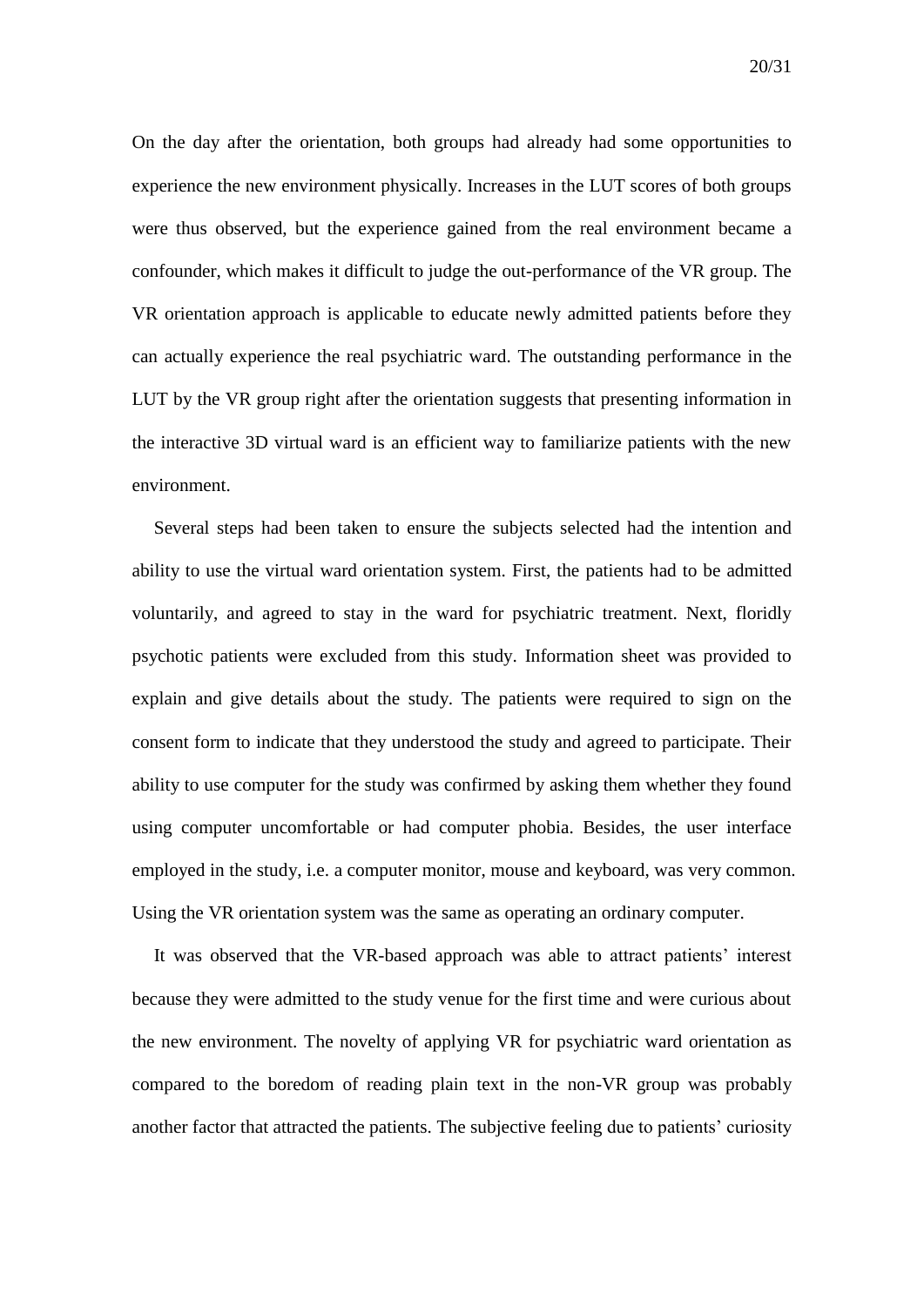On the day after the orientation, both groups had already had some opportunities to experience the new environment physically. Increases in the LUT scores of both groups were thus observed, but the experience gained from the real environment became a confounder, which makes it difficult to judge the out-performance of the VR group. The VR orientation approach is applicable to educate newly admitted patients before they can actually experience the real psychiatric ward. The outstanding performance in the LUT by the VR group right after the orientation suggests that presenting information in the interactive 3D virtual ward is an efficient way to familiarize patients with the new environment.

Several steps had been taken to ensure the subjects selected had the intention and ability to use the virtual ward orientation system. First, the patients had to be admitted voluntarily, and agreed to stay in the ward for psychiatric treatment. Next, floridly psychotic patients were excluded from this study. Information sheet was provided to explain and give details about the study. The patients were required to sign on the consent form to indicate that they understood the study and agreed to participate. Their ability to use computer for the study was confirmed by asking them whether they found using computer uncomfortable or had computer phobia. Besides, the user interface employed in the study, i.e. a computer monitor, mouse and keyboard, was very common. Using the VR orientation system was the same as operating an ordinary computer.

It was observed that the VR-based approach was able to attract patients' interest because they were admitted to the study venue for the first time and were curious about the new environment. The novelty of applying VR for psychiatric ward orientation as compared to the boredom of reading plain text in the non-VR group was probably another factor that attracted the patients. The subjective feeling due to patients' curiosity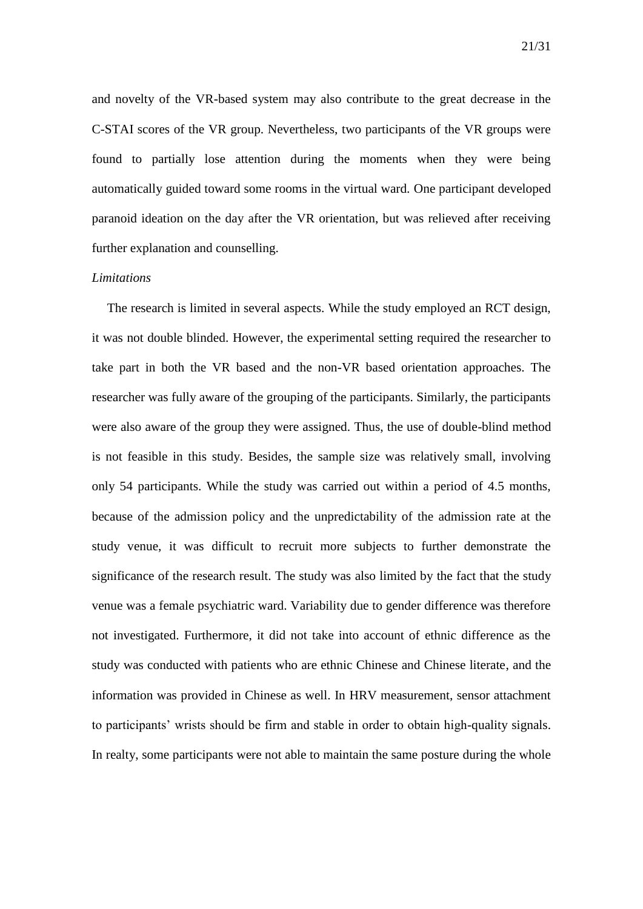and novelty of the VR-based system may also contribute to the great decrease in the C-STAI scores of the VR group. Nevertheless, two participants of the VR groups were found to partially lose attention during the moments when they were being automatically guided toward some rooms in the virtual ward. One participant developed paranoid ideation on the day after the VR orientation, but was relieved after receiving further explanation and counselling.

*Limitations*

The research is limited in several aspects. While the study employed an RCT design, it was not double blinded. However, the experimental setting required the researcher to take part in both the VR based and the non-VR based orientation approaches. The researcher was fully aware of the grouping of the participants. Similarly, the participants were also aware of the group they were assigned. Thus, the use of double-blind method is not feasible in this study. Besides, the sample size was relatively small, involving only 54 participants. While the study was carried out within a period of 4.5 months, because of the admission policy and the unpredictability of the admission rate at the study venue, it was difficult to recruit more subjects to further demonstrate the significance of the research result. The study was also limited by the fact that the study venue was a female psychiatric ward. Variability due to gender difference was therefore not investigated. Furthermore, it did not take into account of ethnic difference as the study was conducted with patients who are ethnic Chinese and Chinese literate, and the information was provided in Chinese as well. In HRV measurement, sensor attachment to participants' wrists should be firm and stable in order to obtain high-quality signals. In realty, some participants were not able to maintain the same posture during the whole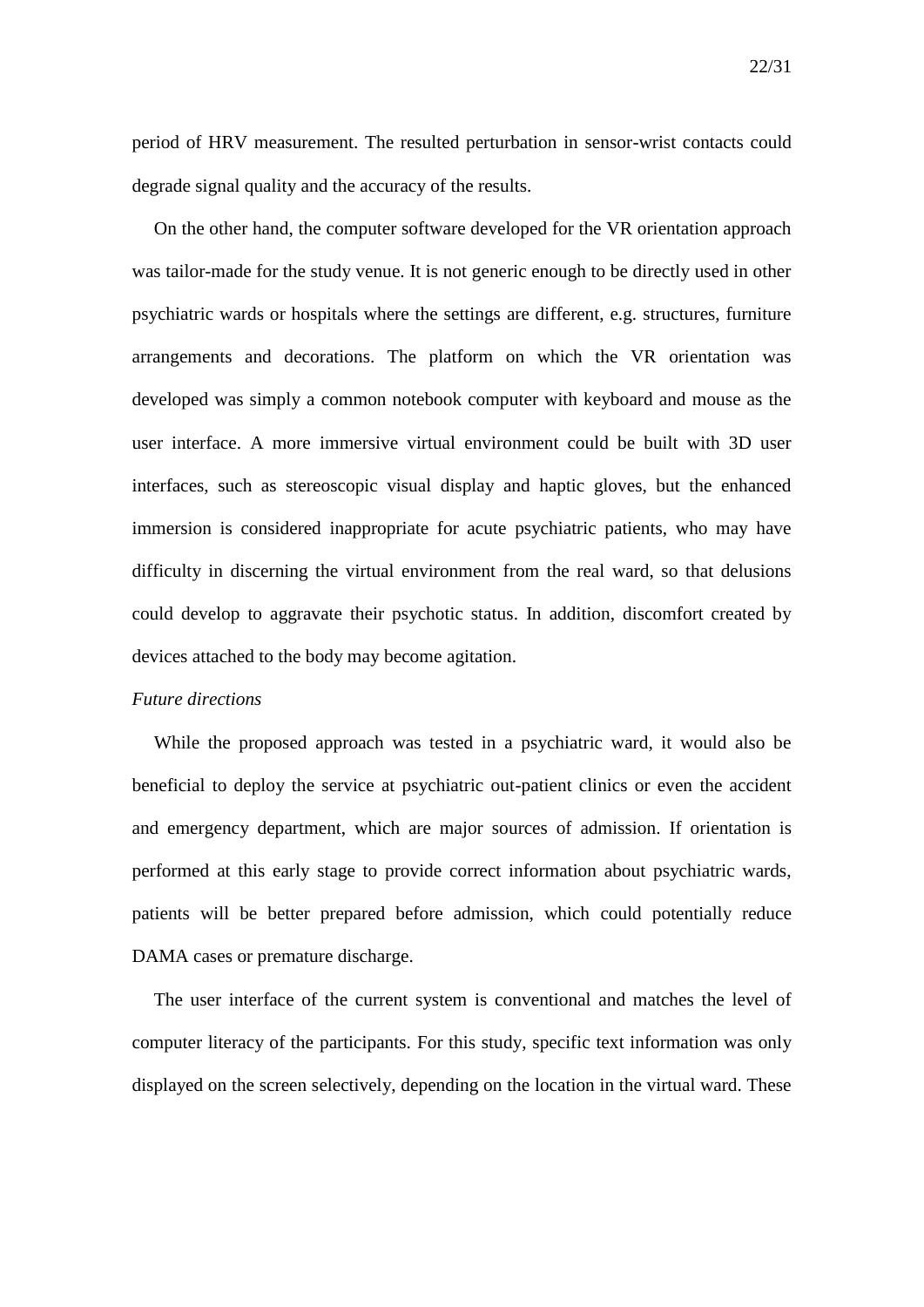period of HRV measurement. The resulted perturbation in sensor-wrist contacts could degrade signal quality and the accuracy of the results.

On the other hand, the computer software developed for the VR orientation approach was tailor-made for the study venue. It is not generic enough to be directly used in other psychiatric wards or hospitals where the settings are different, e.g. structures, furniture arrangements and decorations. The platform on which the VR orientation was developed was simply a common notebook computer with keyboard and mouse as the user interface. A more immersive virtual environment could be built with 3D user interfaces, such as stereoscopic visual display and haptic gloves, but the enhanced immersion is considered inappropriate for acute psychiatric patients, who may have difficulty in discerning the virtual environment from the real ward, so that delusions could develop to aggravate their psychotic status. In addition, discomfort created by devices attached to the body may become agitation.

*Future directions*

While the proposed approach was tested in a psychiatric ward, it would also be beneficial to deploy the service at psychiatric out-patient clinics or even the accident and emergency department, which are major sources of admission. If orientation is performed at this early stage to provide correct information about psychiatric wards, patients will be better prepared before admission, which could potentially reduce DAMA cases or premature discharge.

The user interface of the current system is conventional and matches the level of computer literacy of the participants. For this study, specific text information was only displayed on the screen selectively, depending on the location in the virtual ward. These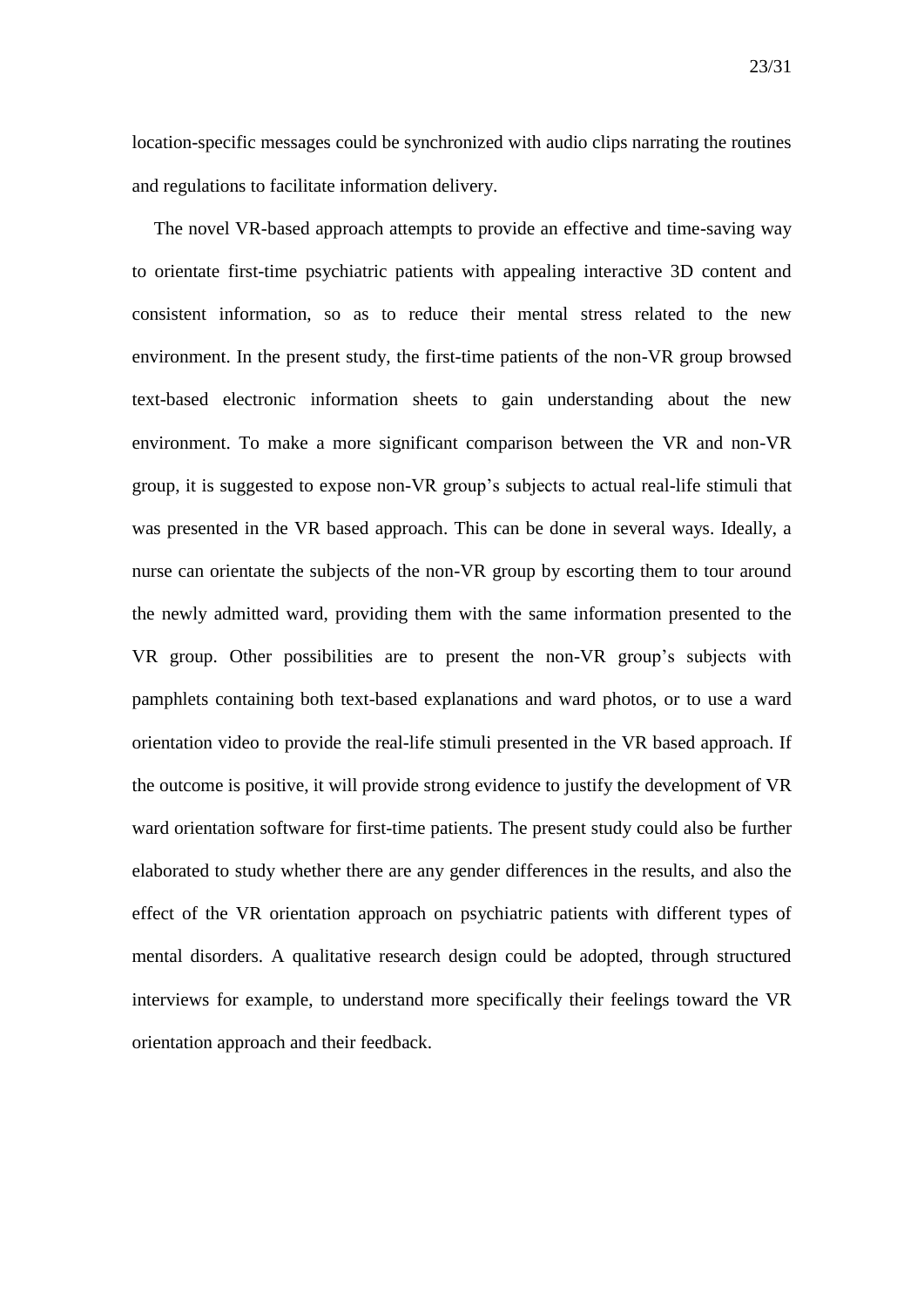location-specific messages could be synchronized with audio clips narrating the routines and regulations to facilitate information delivery.

The novel VR-based approach attempts to provide an effective and time-saving way to orientate first-time psychiatric patients with appealing interactive 3D content and consistent information, so as to reduce their mental stress related to the new environment. In the present study, the first-time patients of the non-VR group browsed text-based electronic information sheets to gain understanding about the new environment. To make a more significant comparison between the VR and non-VR group, it is suggested to expose non-VR group's subjects to actual real-life stimuli that was presented in the VR based approach. This can be done in several ways. Ideally, a nurse can orientate the subjects of the non-VR group by escorting them to tour around the newly admitted ward, providing them with the same information presented to the VR group. Other possibilities are to present the non-VR group's subjects with pamphlets containing both text-based explanations and ward photos, or to use a ward orientation video to provide the real-life stimuli presented in the VR based approach. If the outcome is positive, it will provide strong evidence to justify the development of VR ward orientation software for first-time patients. The present study could also be further elaborated to study whether there are any gender differences in the results, and also the effect of the VR orientation approach on psychiatric patients with different types of mental disorders. A qualitative research design could be adopted, through structured interviews for example, to understand more specifically their feelings toward the VR orientation approach and their feedback.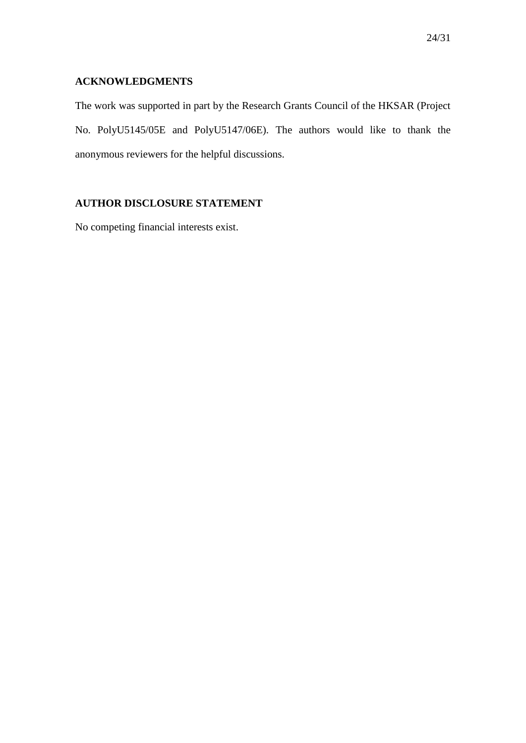## ACKNOWLEDGMENTS

The work was supported in part by the Research Grants Council of the HKSAR (Project No. PolyU5145/05E and PolyU5147/06E). The authors would like to thank the anonymous reviewers for the helpful discussions.

## AUTHOR DISCLOSURE STATEMENT

No competing financial interests exist.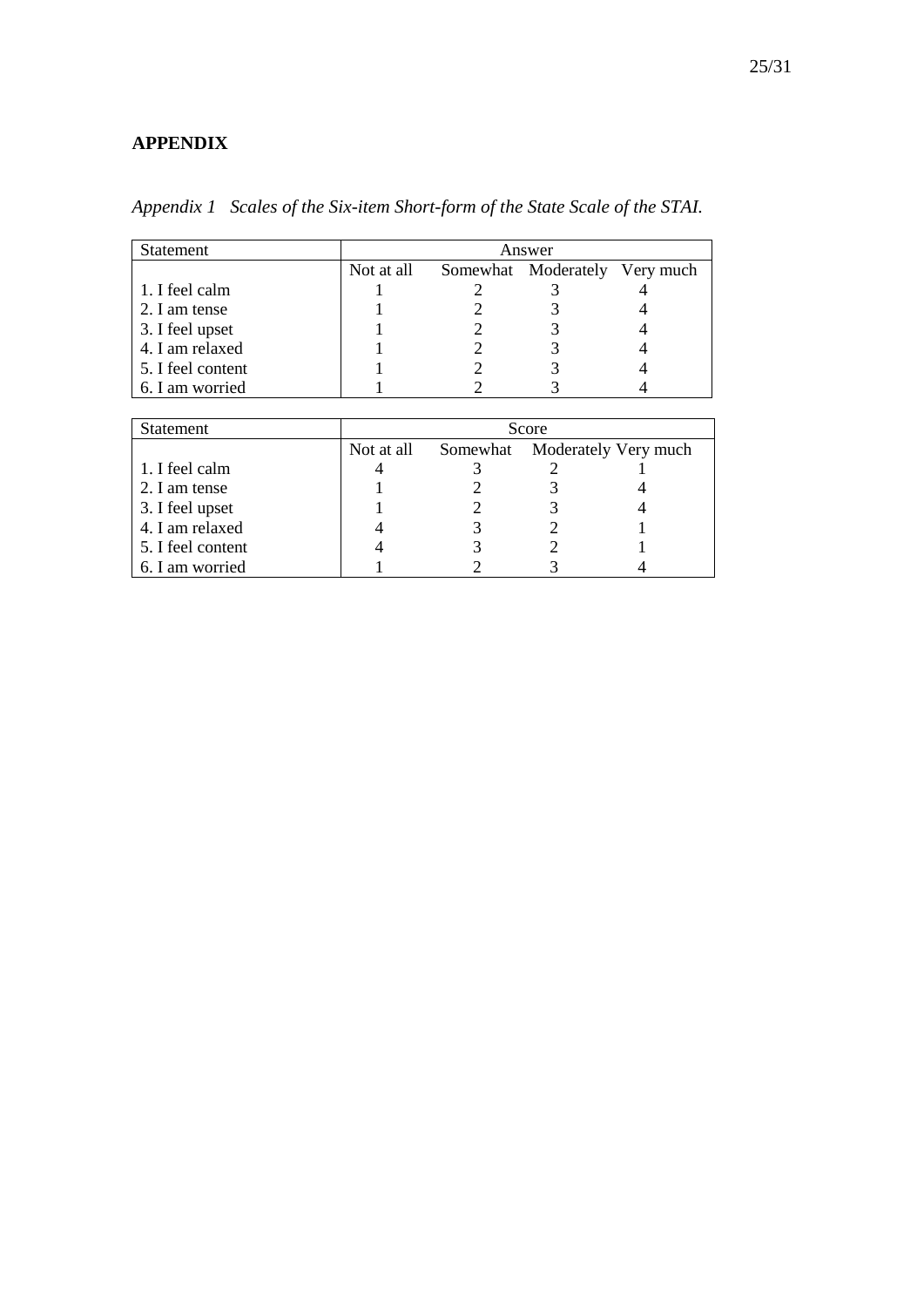## APPENDIX

*Appendix 1 Scales of the Six-item Short-form of the State Scale of the STAI.*

| Statement | Answer | | | |
|---|---|---|---|---|
| | Not at all | Somewhat | Moderately | Very much |
| 1. I feel calm | 1 | 2 | 3 | 4 |
| 2. I am tense | 1 | 2 | 3 | 4 |
| 3. I feel upset | 1 | 2 | 3 | 4 |
| 4. I am relaxed | 1 | 2 | 3 | 4 |
| 5. I feel content | 1 | 2 | 3 | 4 |
| 6. I am worried | 1 | 2 | 3 | 4 |

| Statement | Score | | | |
|---|---|---|---|---|
| | Not at all | Somewhat | Moderately | Very much |
| 1. I feel calm | 4 | 3 | 2 | 1 |
| 2. I am tense | 1 | 2 | 3 | 4 |
| 3. I feel upset | 1 | 2 | 3 | 4 |
| 4. I am relaxed | 4 | 3 | 2 | 1 |
| 5. I feel content | 4 | 3 | 2 | 1 |
| 6. I am worried | 1 | 2 | 3 | 4 |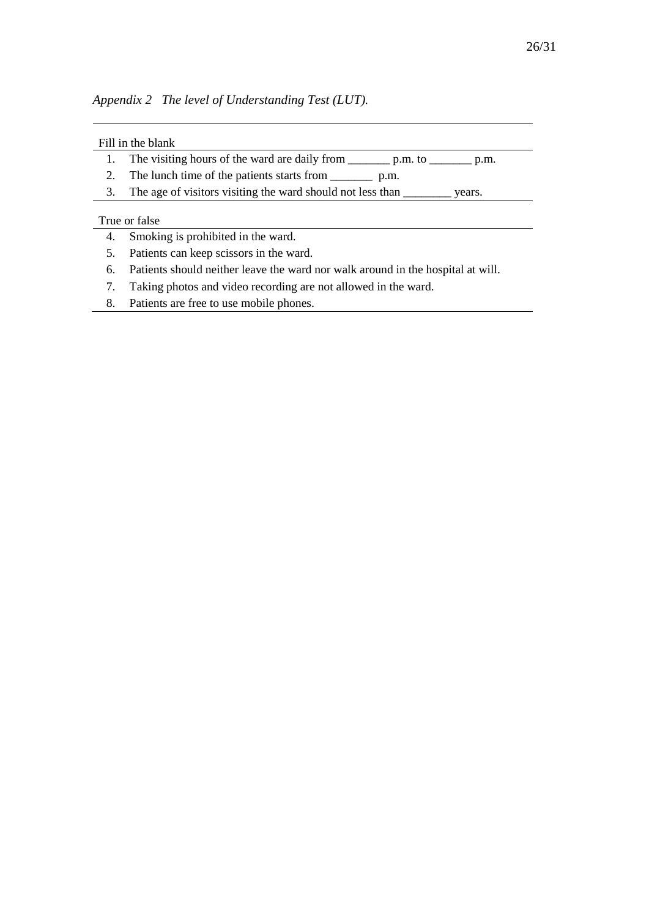*Appendix 2 The level of Understanding Test (LUT).*

| Fill in the blank |
|---|
| 1. The visiting hours of the ward are daily from _______ p.m. to _______ p.m. |
| 2. The lunch time of the patients starts from _______ p.m. |
| 3. The age of visitors visiting the ward should not less than ________ years. |

| True or false |
|---|
| 4. Smoking is prohibited in the ward. |
| 5. Patients can keep scissors in the ward. |
| 6. Patients should neither leave the ward nor walk around in the hospital at will. |
| 7. Taking photos and video recording are not allowed in the ward. |
| 8. Patients are free to use mobile phones. |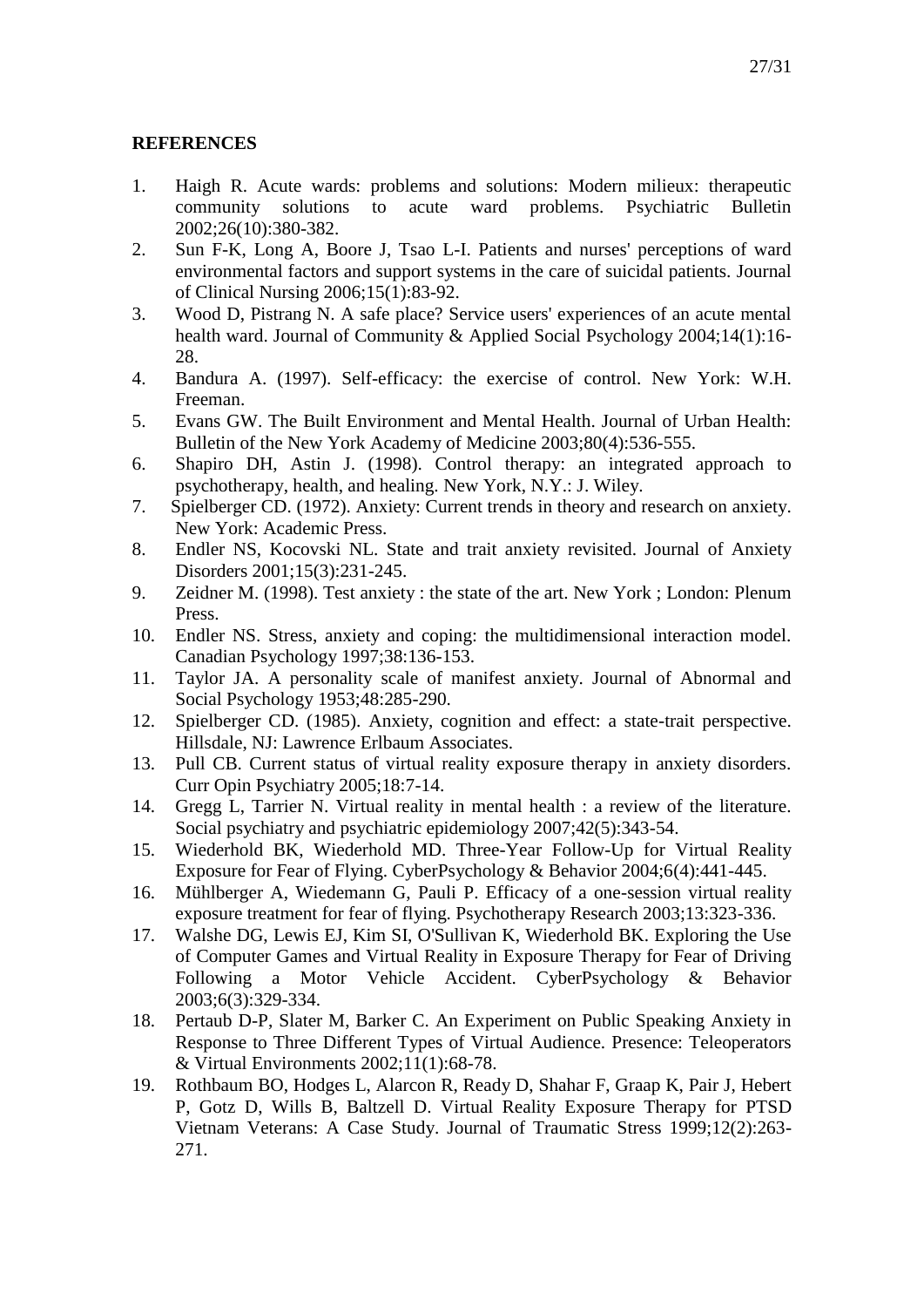## REFERENCES

1. Haigh R. Acute wards: problems and solutions: Modern milieux: therapeutic community solutions to acute ward problems. Psychiatric Bulletin 2002;26(10):380-382.
2. Sun F-K, Long A, Boore J, Tsao L-I. Patients and nurses' perceptions of ward environmental factors and support systems in the care of suicidal patients. Journal of Clinical Nursing 2006;15(1):83-92.
3. Wood D, Pistrang N. A safe place? Service users' experiences of an acute mental health ward. Journal of Community & Applied Social Psychology 2004;14(1):16-28.
4. Bandura A. (1997). Self-efficacy: the exercise of control. New York: W.H. Freeman.
5. Evans GW. The Built Environment and Mental Health. Journal of Urban Health: Bulletin of the New York Academy of Medicine 2003;80(4):536-555.
6. Shapiro DH, Astin J. (1998). Control therapy: an integrated approach to psychotherapy, health, and healing. New York, N.Y.: J. Wiley.
7. Spielberger CD. (1972). Anxiety: Current trends in theory and research on anxiety. New York: Academic Press.
8. Endler NS, Kocovski NL. State and trait anxiety revisited. Journal of Anxiety Disorders 2001;15(3):231-245.
9. Zeidner M. (1998). Test anxiety : the state of the art. New York ; London: Plenum Press.
10. Endler NS. Stress, anxiety and coping: the multidimensional interaction model. Canadian Psychology 1997;38:136-153.
11. Taylor JA. A personality scale of manifest anxiety. Journal of Abnormal and Social Psychology 1953;48:285-290.
12. Spielberger CD. (1985). Anxiety, cognition and effect: a state-trait perspective. Hillsdale, NJ: Lawrence Erlbaum Associates.
13. Pull CB. Current status of virtual reality exposure therapy in anxiety disorders. Curr Opin Psychiatry 2005;18:7-14.
14. Gregg L, Tarrier N. Virtual reality in mental health : a review of the literature. Social psychiatry and psychiatric epidemiology 2007;42(5):343-54.
15. Wiederhold BK, Wiederhold MD. Three-Year Follow-Up for Virtual Reality Exposure for Fear of Flying. CyberPsychology & Behavior 2004;6(4):441-445.
16. Mühlberger A, Wiedemann G, Pauli P. Efficacy of a one-session virtual reality exposure treatment for fear of flying. Psychotherapy Research 2003;13:323-336.
17. Walshe DG, Lewis EJ, Kim SI, O'Sullivan K, Wiederhold BK. Exploring the Use of Computer Games and Virtual Reality in Exposure Therapy for Fear of Driving Following a Motor Vehicle Accident. CyberPsychology & Behavior 2003;6(3):329-334.
18. Pertaub D-P, Slater M, Barker C. An Experiment on Public Speaking Anxiety in Response to Three Different Types of Virtual Audience. Presence: Teleoperators & Virtual Environments 2002;11(1):68-78.
19. Rothbaum BO, Hodges L, Alarcon R, Ready D, Shahar F, Graap K, Pair J, Hebert P, Gotz D, Wills B, Baltzell D. Virtual Reality Exposure Therapy for PTSD Vietnam Veterans: A Case Study. Journal of Traumatic Stress 1999;12(2):263-271.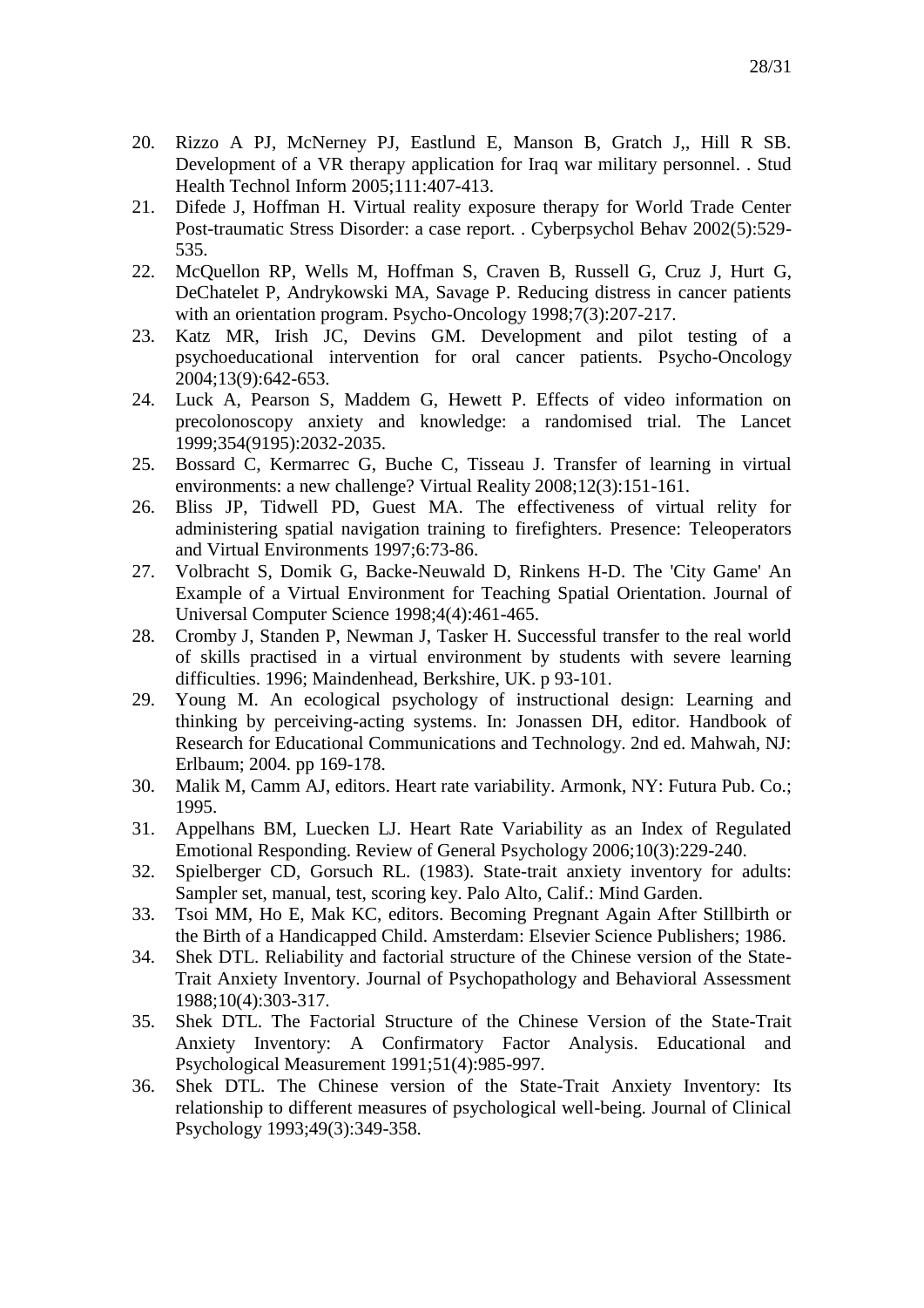20. Rizzo A PJ, McNerney PJ, Eastlund E, Manson B, Gratch J,, Hill R SB. Development of a VR therapy application for Iraq war military personnel. . Stud Health Technol Inform 2005;111:407-413.
21. Difede J, Hoffman H. Virtual reality exposure therapy for World Trade Center Post-traumatic Stress Disorder: a case report. . Cyberpsychol Behav 2002(5):529-535.
22. McQuellon RP, Wells M, Hoffman S, Craven B, Russell G, Cruz J, Hurt G, DeChatelet P, Andrykowski MA, Savage P. Reducing distress in cancer patients with an orientation program. Psycho-Oncology 1998;7(3):207-217.
23. Katz MR, Irish JC, Devins GM. Development and pilot testing of a psychoeducational intervention for oral cancer patients. Psycho-Oncology 2004;13(9):642-653.
24. Luck A, Pearson S, Maddem G, Hewett P. Effects of video information on precolonoscopy anxiety and knowledge: a randomised trial. The Lancet 1999;354(9195):2032-2035.
25. Bossard C, Kermarrec G, Buche C, Tisseau J. Transfer of learning in virtual environments: a new challenge? Virtual Reality 2008;12(3):151-161.
26. Bliss JP, Tidwell PD, Guest MA. The effectiveness of virtual relity for administering spatial navigation training to firefighters. Presence: Teleoperators and Virtual Environments 1997;6:73-86.
27. Volbracht S, Domik G, Backe-Neuwald D, Rinkens H-D. The 'City Game' An Example of a Virtual Environment for Teaching Spatial Orientation. Journal of Universal Computer Science 1998;4(4):461-465.
28. Cromby J, Standen P, Newman J, Tasker H. Successful transfer to the real world of skills practised in a virtual environment by students with severe learning difficulties. 1996; Maindenhead, Berkshire, UK. p 93-101.
29. Young M. An ecological psychology of instructional design: Learning and thinking by perceiving-acting systems. In: Jonassen DH, editor. Handbook of Research for Educational Communications and Technology. 2nd ed. Mahwah, NJ: Erlbaum; 2004. pp 169-178.
30. Malik M, Camm AJ, editors. Heart rate variability. Armonk, NY: Futura Pub. Co.; 1995.
31. Appelhans BM, Luecken LJ. Heart Rate Variability as an Index of Regulated Emotional Responding. Review of General Psychology 2006;10(3):229-240.
32. Spielberger CD, Gorsuch RL. (1983). State-trait anxiety inventory for adults: Sampler set, manual, test, scoring key. Palo Alto, Calif.: Mind Garden.
33. Tsoi MM, Ho E, Mak KC, editors. Becoming Pregnant Again After Stillbirth or the Birth of a Handicapped Child. Amsterdam: Elsevier Science Publishers; 1986.
34. Shek DTL. Reliability and factorial structure of the Chinese version of the State-Trait Anxiety Inventory. Journal of Psychopathology and Behavioral Assessment 1988;10(4):303-317.
35. Shek DTL. The Factorial Structure of the Chinese Version of the State-Trait Anxiety Inventory: A Confirmatory Factor Analysis. Educational and Psychological Measurement 1991;51(4):985-997.
36. Shek DTL. The Chinese version of the State-Trait Anxiety Inventory: Its relationship to different measures of psychological well-being. Journal of Clinical Psychology 1993;49(3):349-358.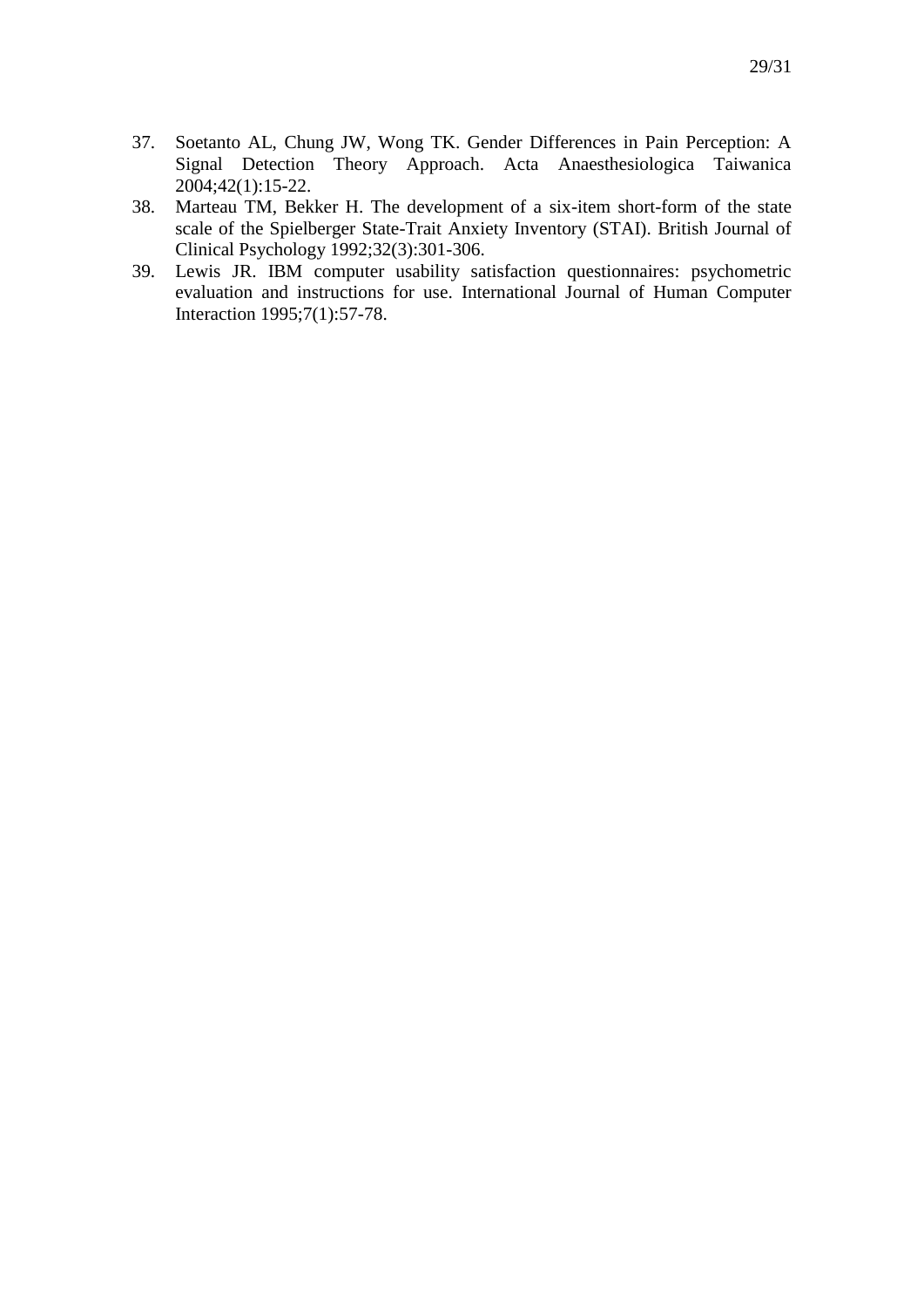37. Soetanto AL, Chung JW, Wong TK. Gender Differences in Pain Perception: A Signal Detection Theory Approach. Acta Anaesthesiologica Taiwanica 2004;42(1):15-22.
38. Marteau TM, Bekker H. The development of a six-item short-form of the state scale of the Spielberger State-Trait Anxiety Inventory (STAI). British Journal of Clinical Psychology 1992;32(3):301-306.
39. Lewis JR. IBM computer usability satisfaction questionnaires: psychometric evaluation and instructions for use. International Journal of Human Computer Interaction 1995;7(1):57-78.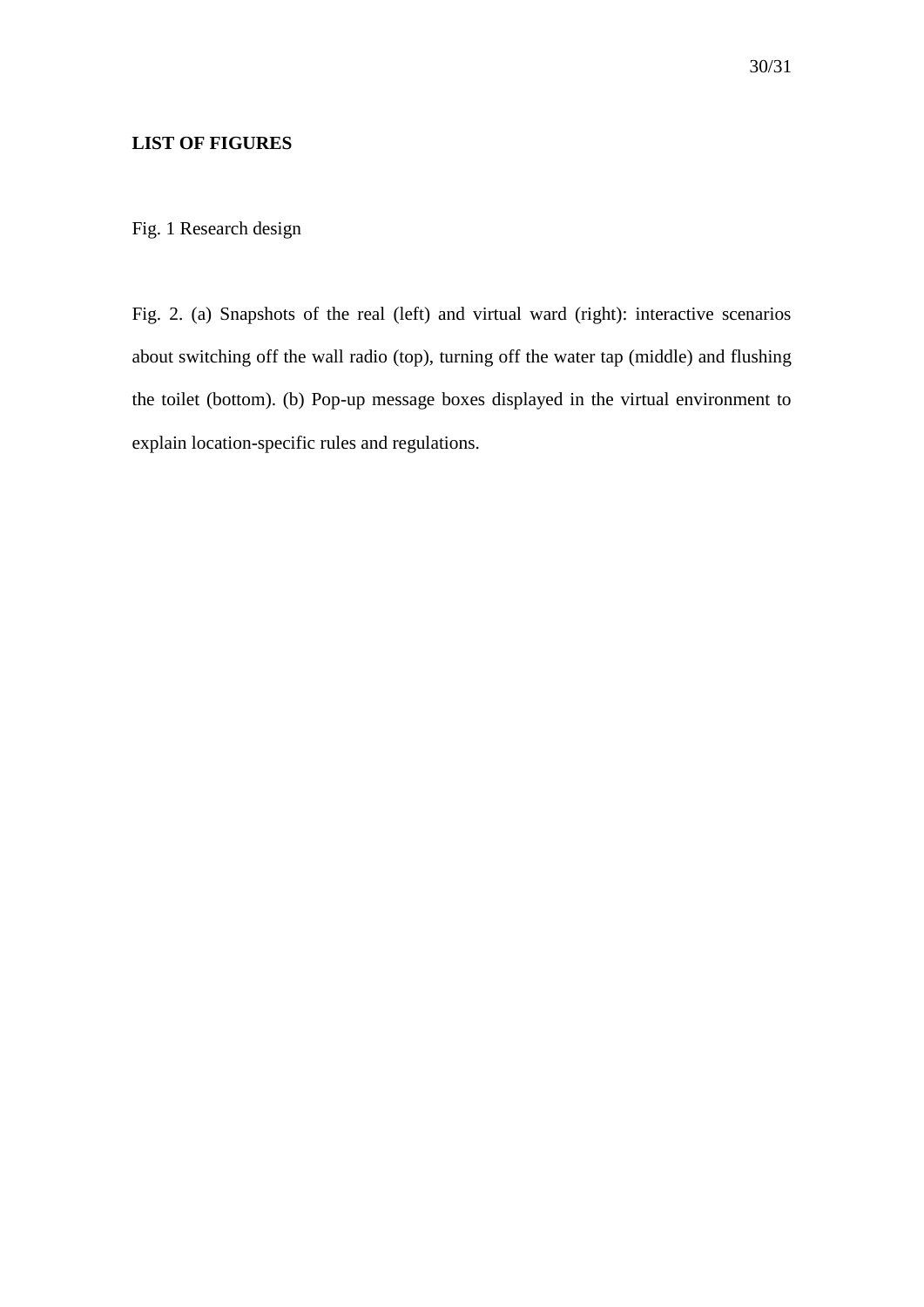**LIST OF FIGURES**

Fig. 1 Research design

Fig. 2. (a) Snapshots of the real (left) and virtual ward (right): interactive scenarios about switching off the wall radio (top), turning off the water tap (middle) and flushing the toilet (bottom). (b) Pop-up message boxes displayed in the virtual environment to explain location-specific rules and regulations.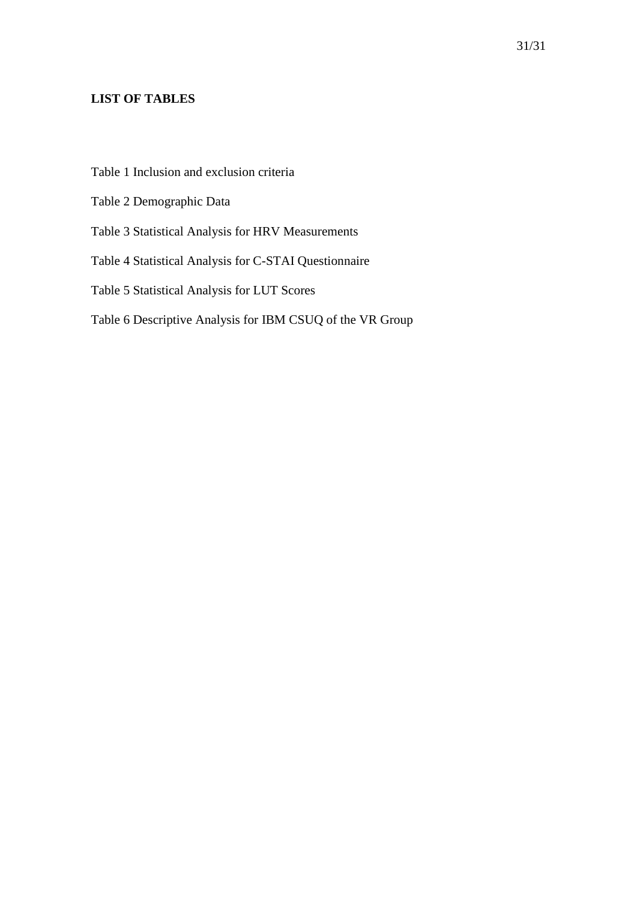**LIST OF TABLES**

Table 1 Inclusion and exclusion criteria

Table 2 Demographic Data

Table 3 Statistical Analysis for HRV Measurements

Table 4 Statistical Analysis for C-STAI Questionnaire

Table 5 Statistical Analysis for LUT Scores

Table 6 Descriptive Analysis for IBM CSUQ of the VR Group